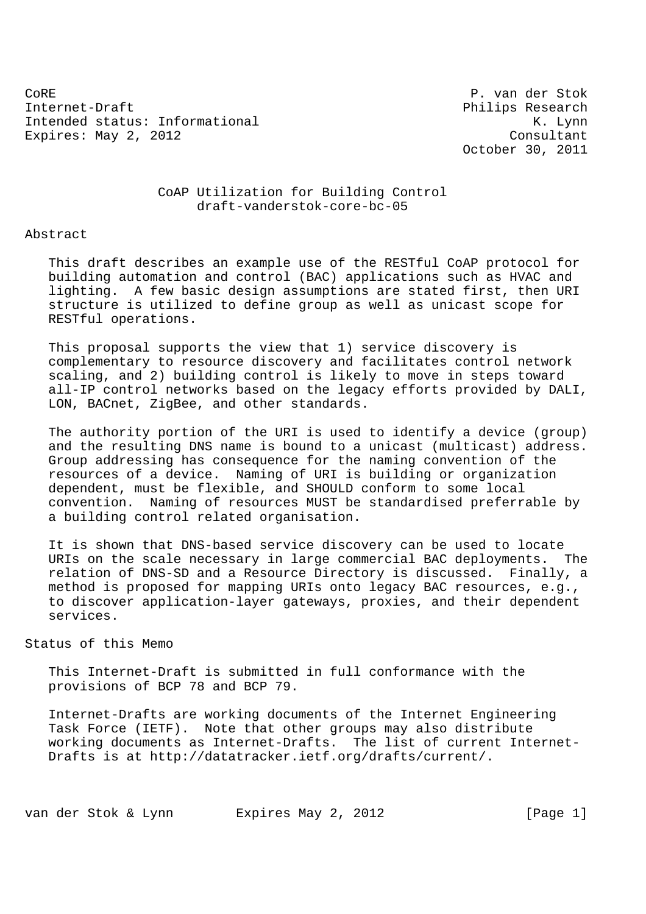CoRE P. van der Stok
Internet-Draft Philips Research
Intended status: Informational K. Lynn
Expires: May 2, 2012 Consultant
October 30, 2011

# CoAP Utilization for Building Control
draft-vanderstok-core-bc-05

## Abstract

This draft describes an example use of the RESTful CoAP protocol for building automation and control (BAC) applications such as HVAC and lighting. A few basic design assumptions are stated first, then URI structure is utilized to define group as well as unicast scope for RESTful operations.

This proposal supports the view that 1) service discovery is complementary to resource discovery and facilitates control network scaling, and 2) building control is likely to move in steps toward all-IP control networks based on the legacy efforts provided by DALI, LON, BACnet, ZigBee, and other standards.

The authority portion of the URI is used to identify a device (group) and the resulting DNS name is bound to a unicast (multicast) address. Group addressing has consequence for the naming convention of the resources of a device. Naming of URI is building or organization dependent, must be flexible, and SHOULD conform to some local convention. Naming of resources MUST be standardised preferrable by a building control related organisation.

It is shown that DNS-based service discovery can be used to locate URIs on the scale necessary in large commercial BAC deployments. The relation of DNS-SD and a Resource Directory is discussed. Finally, a method is proposed for mapping URIs onto legacy BAC resources, e.g., to discover application-layer gateways, proxies, and their dependent services.

## Status of this Memo

This Internet-Draft is submitted in full conformance with the provisions of BCP 78 and BCP 79.

Internet-Drafts are working documents of the Internet Engineering Task Force (IETF). Note that other groups may also distribute working documents as Internet-Drafts. The list of current Internet-Drafts is at http://datatracker.ietf.org/drafts/current/.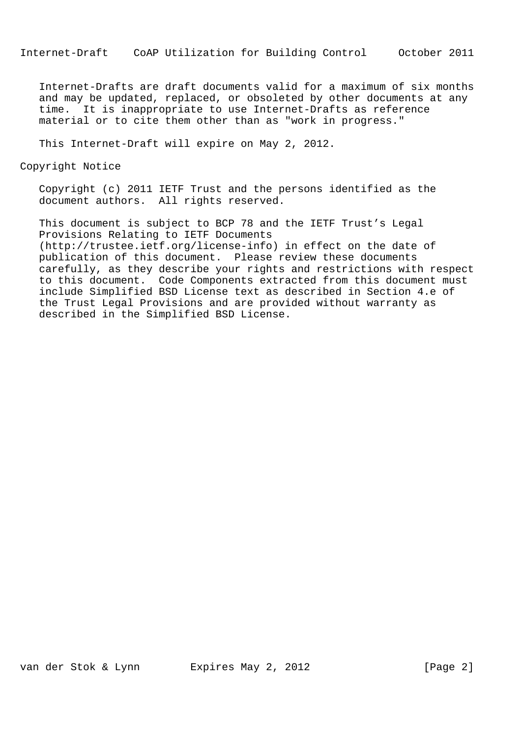Internet-Drafts are draft documents valid for a maximum of six months and may be updated, replaced, or obsoleted by other documents at any time. It is inappropriate to use Internet-Drafts as reference material or to cite them other than as "work in progress."

This Internet-Draft will expire on May 2, 2012.

## Copyright Notice

Copyright (c) 2011 IETF Trust and the persons identified as the document authors. All rights reserved.

This document is subject to BCP 78 and the IETF Trust's Legal Provisions Relating to IETF Documents (http://trustee.ietf.org/license-info) in effect on the date of publication of this document. Please review these documents carefully, as they describe your rights and restrictions with respect to this document. Code Components extracted from this document must include Simplified BSD License text as described in Section 4.e of the Trust Legal Provisions and are provided without warranty as described in the Simplified BSD License.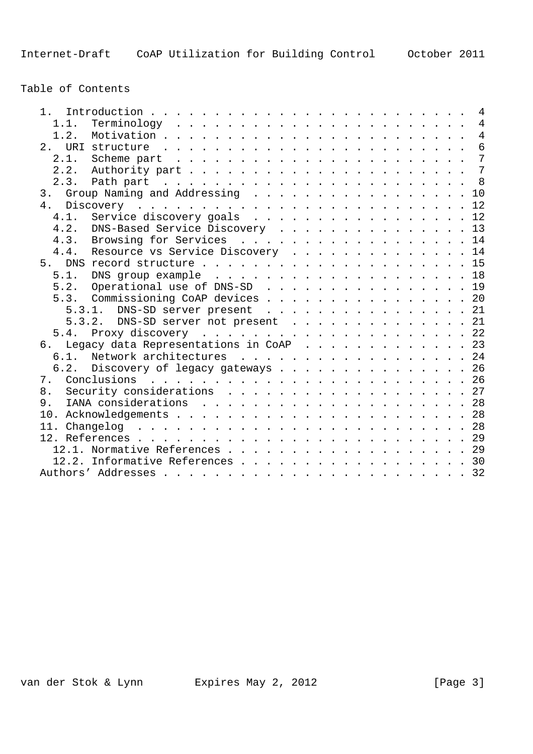Table of Contents

```
   1.  Introduction . . . . . . . . . . . . . . . . . . . . . . . . .  4
     1.1.  Terminology  . . . . . . . . . . . . . . . . . . . . . . .  4
     1.2.  Motivation . . . . . . . . . . . . . . . . . . . . . . . .  4
   2.  URI structure  . . . . . . . . . . . . . . . . . . . . . . . .  6
     2.1.  Scheme part  . . . . . . . . . . . . . . . . . . . . . . .  7
     2.2.  Authority part . . . . . . . . . . . . . . . . . . . . . .  7
     2.3.  Path part  . . . . . . . . . . . . . . . . . . . . . . . .  8
   3.  Group Naming and Addressing  . . . . . . . . . . . . . . . . . 10
   4.  Discovery  . . . . . . . . . . . . . . . . . . . . . . . . . . 12
     4.1.  Service discovery goals  . . . . . . . . . . . . . . . . . 12
     4.2.  DNS-Based Service Discovery  . . . . . . . . . . . . . . . 13
     4.3.  Browsing for Services  . . . . . . . . . . . . . . . . . . 14
     4.4.  Resource vs Service Discovery  . . . . . . . . . . . . . . 14
   5.  DNS record structure . . . . . . . . . . . . . . . . . . . . . 15
     5.1.  DNS group example  . . . . . . . . . . . . . . . . . . . . 18
     5.2.  Operational use of DNS-SD  . . . . . . . . . . . . . . . . 19
     5.3.  Commissioning CoAP devices . . . . . . . . . . . . . . . . 20
       5.3.1.  DNS-SD server present  . . . . . . . . . . . . . . . . 21
       5.3.2.  DNS-SD server not present  . . . . . . . . . . . . . . 21
     5.4.  Proxy discovery  . . . . . . . . . . . . . . . . . . . . . 22
   6.  Legacy data Representations in CoAP  . . . . . . . . . . . . . 23
     6.1.  Network architectures  . . . . . . . . . . . . . . . . . . 24
     6.2.  Discovery of legacy gateways . . . . . . . . . . . . . . . 26
   7.  Conclusions  . . . . . . . . . . . . . . . . . . . . . . . . . 26
   8.  Security considerations  . . . . . . . . . . . . . . . . . . . 27
   9.  IANA considerations  . . . . . . . . . . . . . . . . . . . . . 28
   10. Acknowledgements . . . . . . . . . . . . . . . . . . . . . . . 28
   11. Changelog  . . . . . . . . . . . . . . . . . . . . . . . . . . 28
   12. References . . . . . . . . . . . . . . . . . . . . . . . . . . 29
     12.1. Normative References . . . . . . . . . . . . . . . . . . . 29
     12.2. Informative References . . . . . . . . . . . . . . . . . . 30
   Authors' Addresses . . . . . . . . . . . . . . . . . . . . . . . . 32
```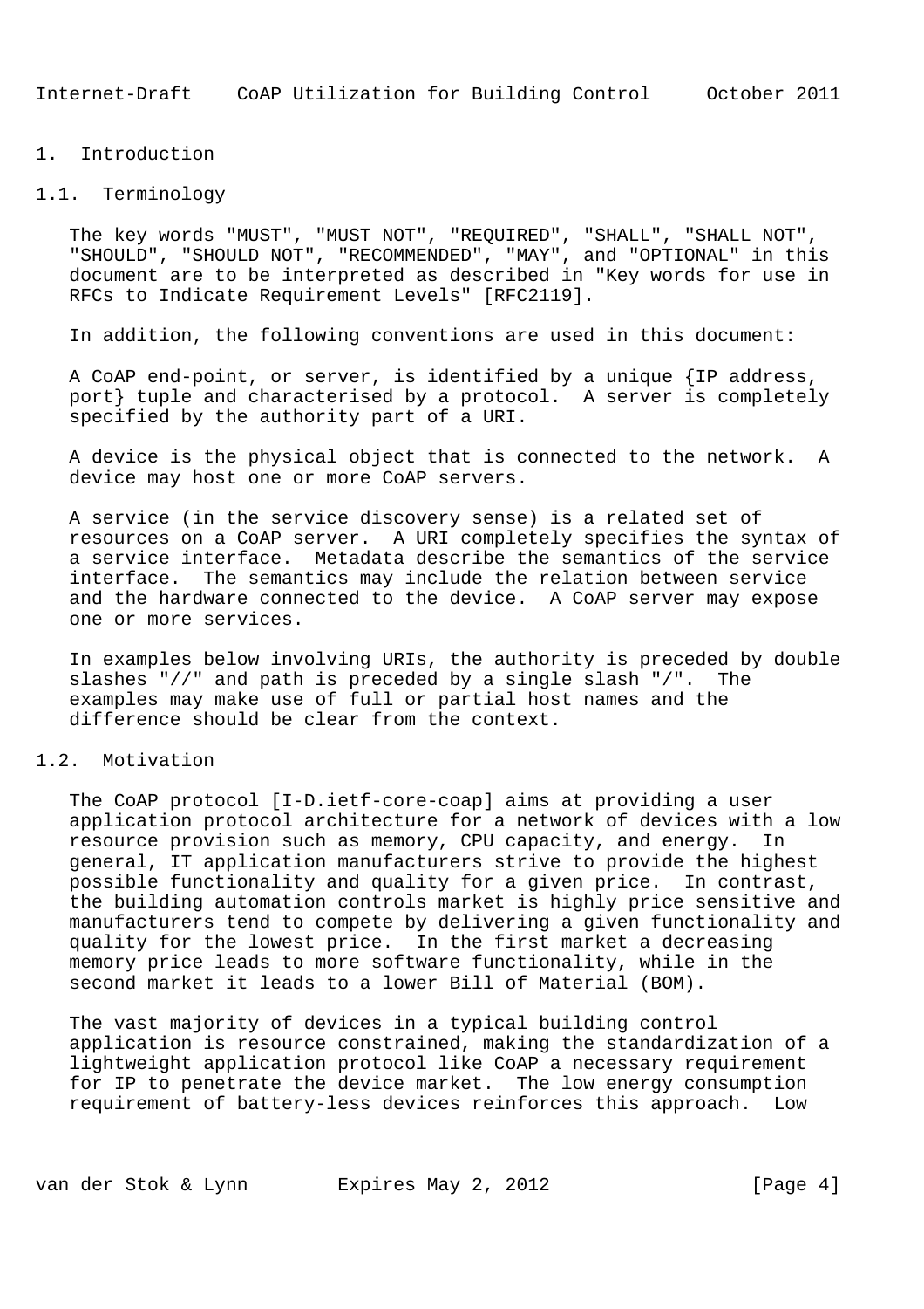# 1. Introduction

## 1.1. Terminology

The key words "MUST", "MUST NOT", "REQUIRED", "SHALL", "SHALL NOT", "SHOULD", "SHOULD NOT", "RECOMMENDED", "MAY", and "OPTIONAL" in this document are to be interpreted as described in "Key words for use in RFCs to Indicate Requirement Levels" [RFC2119].

In addition, the following conventions are used in this document:

A CoAP end-point, or server, is identified by a unique {IP address, port} tuple and characterised by a protocol. A server is completely specified by the authority part of a URI.

A device is the physical object that is connected to the network. A device may host one or more CoAP servers.

A service (in the service discovery sense) is a related set of resources on a CoAP server. A URI completely specifies the syntax of a service interface. Metadata describe the semantics of the service interface. The semantics may include the relation between service and the hardware connected to the device. A CoAP server may expose one or more services.

In examples below involving URIs, the authority is preceded by double slashes "//" and path is preceded by a single slash "/". The examples may make use of full or partial host names and the difference should be clear from the context.

## 1.2. Motivation

The CoAP protocol [I-D.ietf-core-coap] aims at providing a user application protocol architecture for a network of devices with a low resource provision such as memory, CPU capacity, and energy. In general, IT application manufacturers strive to provide the highest possible functionality and quality for a given price. In contrast, the building automation controls market is highly price sensitive and manufacturers tend to compete by delivering a given functionality and quality for the lowest price. In the first market a decreasing memory price leads to more software functionality, while in the second market it leads to a lower Bill of Material (BOM).

The vast majority of devices in a typical building control application is resource constrained, making the standardization of a lightweight application protocol like CoAP a necessary requirement for IP to penetrate the device market. The low energy consumption requirement of battery-less devices reinforces this approach. Low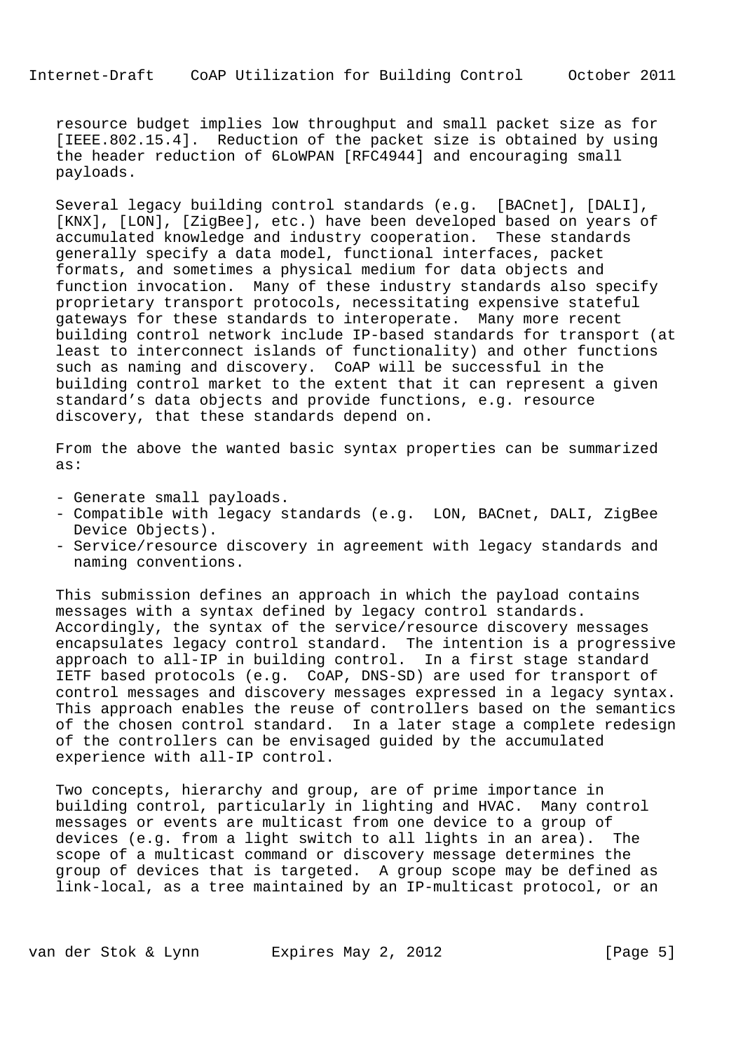resource budget implies low throughput and small packet size as for [IEEE.802.15.4]. Reduction of the packet size is obtained by using the header reduction of 6LoWPAN [RFC4944] and encouraging small payloads.

Several legacy building control standards (e.g. [BACnet], [DALI], [KNX], [LON], [ZigBee], etc.) have been developed based on years of accumulated knowledge and industry cooperation. These standards generally specify a data model, functional interfaces, packet formats, and sometimes a physical medium for data objects and function invocation. Many of these industry standards also specify proprietary transport protocols, necessitating expensive stateful gateways for these standards to interoperate. Many more recent building control network include IP-based standards for transport (at least to interconnect islands of functionality) and other functions such as naming and discovery. CoAP will be successful in the building control market to the extent that it can represent a given standard's data objects and provide functions, e.g. resource discovery, that these standards depend on.

From the above the wanted basic syntax properties can be summarized as:

- Generate small payloads.
- Compatible with legacy standards (e.g. LON, BACnet, DALI, ZigBee Device Objects).
- Service/resource discovery in agreement with legacy standards and naming conventions.

This submission defines an approach in which the payload contains messages with a syntax defined by legacy control standards. Accordingly, the syntax of the service/resource discovery messages encapsulates legacy control standard. The intention is a progressive approach to all-IP in building control. In a first stage standard IETF based protocols (e.g. CoAP, DNS-SD) are used for transport of control messages and discovery messages expressed in a legacy syntax. This approach enables the reuse of controllers based on the semantics of the chosen control standard. In a later stage a complete redesign of the controllers can be envisaged guided by the accumulated experience with all-IP control.

Two concepts, hierarchy and group, are of prime importance in building control, particularly in lighting and HVAC. Many control messages or events are multicast from one device to a group of devices (e.g. from a light switch to all lights in an area). The scope of a multicast command or discovery message determines the group of devices that is targeted. A group scope may be defined as link-local, as a tree maintained by an IP-multicast protocol, or an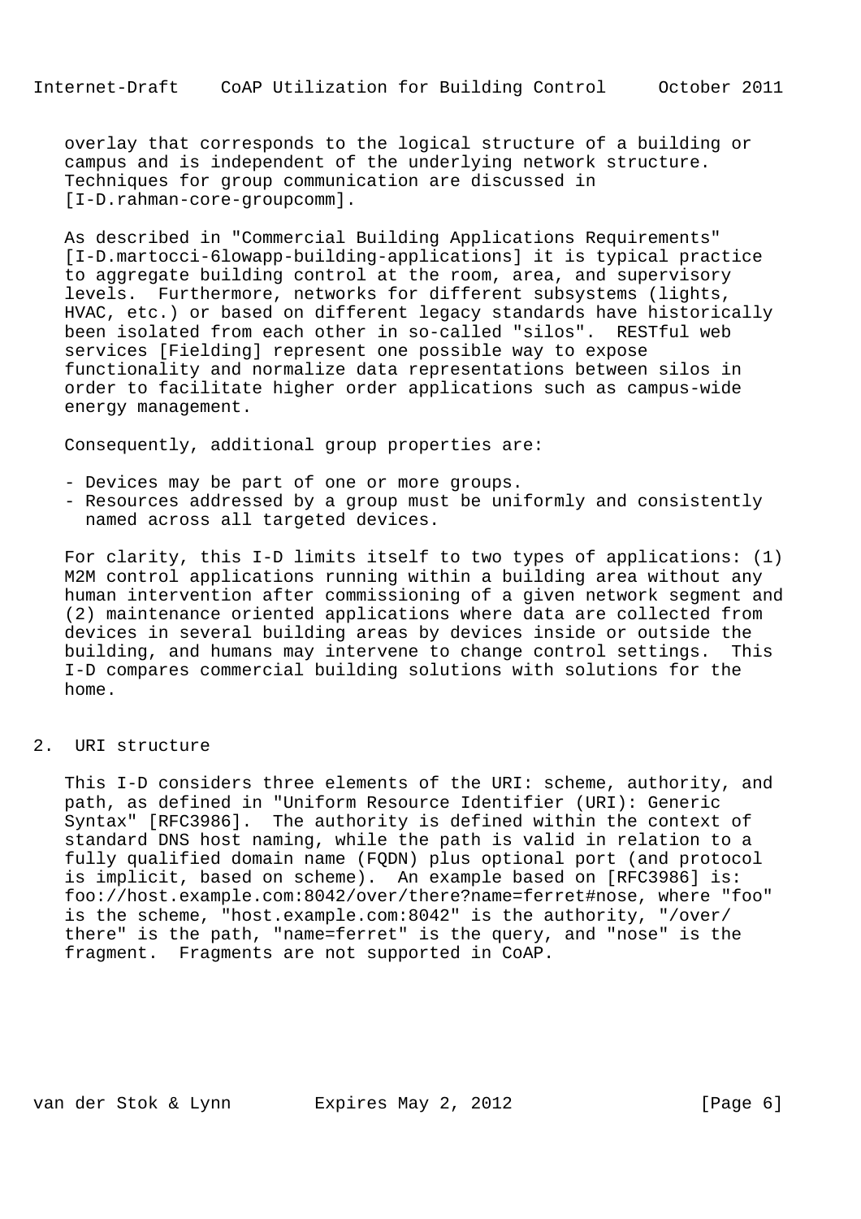overlay that corresponds to the logical structure of a building or campus and is independent of the underlying network structure. Techniques for group communication are discussed in [I-D.rahman-core-groupcomm].

As described in "Commercial Building Applications Requirements" [I-D.martocci-6lowapp-building-applications] it is typical practice to aggregate building control at the room, area, and supervisory levels. Furthermore, networks for different subsystems (lights, HVAC, etc.) or based on different legacy standards have historically been isolated from each other in so-called "silos". RESTful web services [Fielding] represent one possible way to expose functionality and normalize data representations between silos in order to facilitate higher order applications such as campus-wide energy management.

Consequently, additional group properties are:

- Devices may be part of one or more groups.
- Resources addressed by a group must be uniformly and consistently named across all targeted devices.

For clarity, this I-D limits itself to two types of applications: (1) M2M control applications running within a building area without any human intervention after commissioning of a given network segment and (2) maintenance oriented applications where data are collected from devices in several building areas by devices inside or outside the building, and humans may intervene to change control settings. This I-D compares commercial building solutions with solutions for the home.

## 2. URI structure

This I-D considers three elements of the URI: scheme, authority, and path, as defined in "Uniform Resource Identifier (URI): Generic Syntax" [RFC3986]. The authority is defined within the context of standard DNS host naming, while the path is valid in relation to a fully qualified domain name (FQDN) plus optional port (and protocol is implicit, based on scheme). An example based on [RFC3986] is: foo://host.example.com:8042/over/there?name=ferret#nose, where "foo" is the scheme, "host.example.com:8042" is the authority, "/over/there" is the path, "name=ferret" is the query, and "nose" is the fragment. Fragments are not supported in CoAP.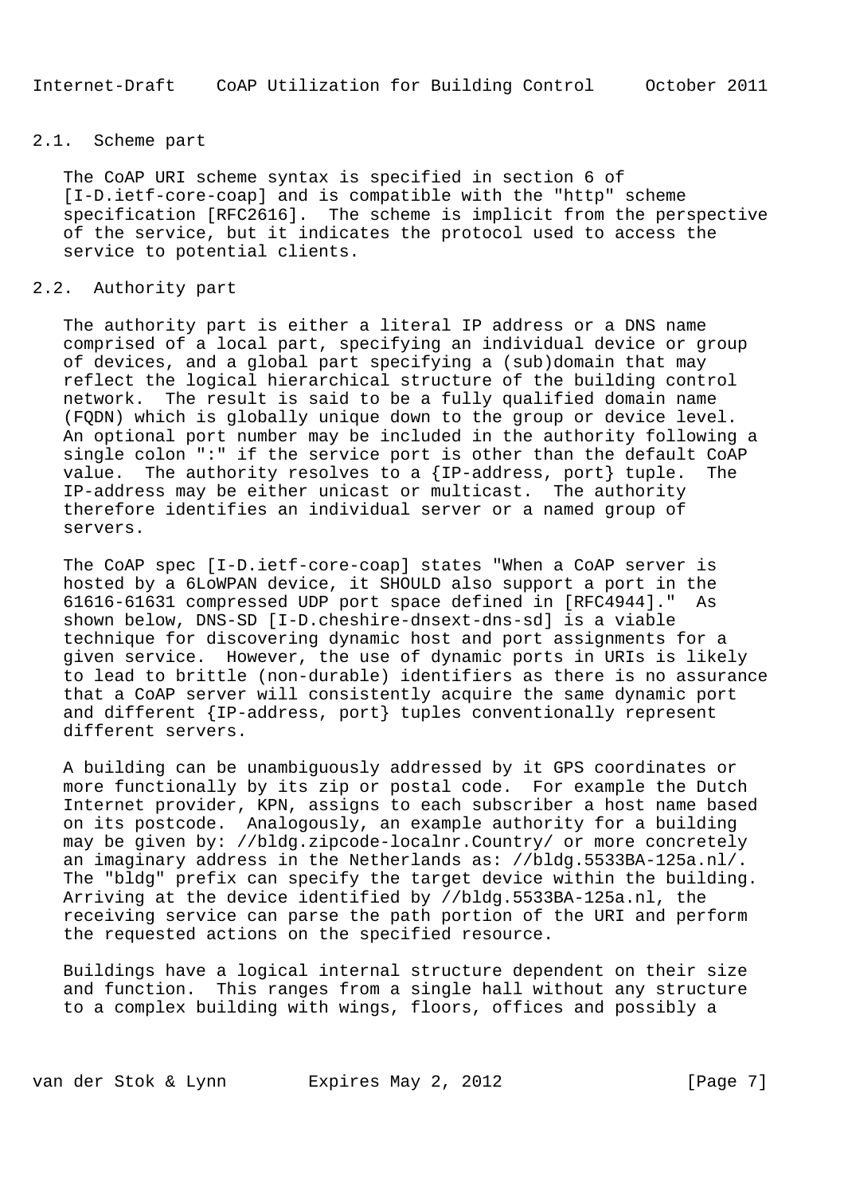### 2.1. Scheme part

The CoAP URI scheme syntax is specified in section 6 of [I-D.ietf-core-coap] and is compatible with the "http" scheme specification [RFC2616]. The scheme is implicit from the perspective of the service, but it indicates the protocol used to access the service to potential clients.

### 2.2. Authority part

The authority part is either a literal IP address or a DNS name comprised of a local part, specifying an individual device or group of devices, and a global part specifying a (sub)domain that may reflect the logical hierarchical structure of the building control network. The result is said to be a fully qualified domain name (FQDN) which is globally unique down to the group or device level. An optional port number may be included in the authority following a single colon ":" if the service port is other than the default CoAP value. The authority resolves to a {IP-address, port} tuple. The IP-address may be either unicast or multicast. The authority therefore identifies an individual server or a named group of servers.

The CoAP spec [I-D.ietf-core-coap] states "When a CoAP server is hosted by a 6LoWPAN device, it SHOULD also support a port in the 61616-61631 compressed UDP port space defined in [RFC4944]." As shown below, DNS-SD [I-D.cheshire-dnsext-dns-sd] is a viable technique for discovering dynamic host and port assignments for a given service. However, the use of dynamic ports in URIs is likely to lead to brittle (non-durable) identifiers as there is no assurance that a CoAP server will consistently acquire the same dynamic port and different {IP-address, port} tuples conventionally represent different servers.

A building can be unambiguously addressed by it GPS coordinates or more functionally by its zip or postal code. For example the Dutch Internet provider, KPN, assigns to each subscriber a host name based on its postcode. Analogously, an example authority for a building may be given by: //bldg.zipcode-localnr.Country/ or more concretely an imaginary address in the Netherlands as: //bldg.5533BA-125a.nl/. The "bldg" prefix can specify the target device within the building. Arriving at the device identified by //bldg.5533BA-125a.nl, the receiving service can parse the path portion of the URI and perform the requested actions on the specified resource.

Buildings have a logical internal structure dependent on their size and function. This ranges from a single hall without any structure to a complex building with wings, floors, offices and possibly a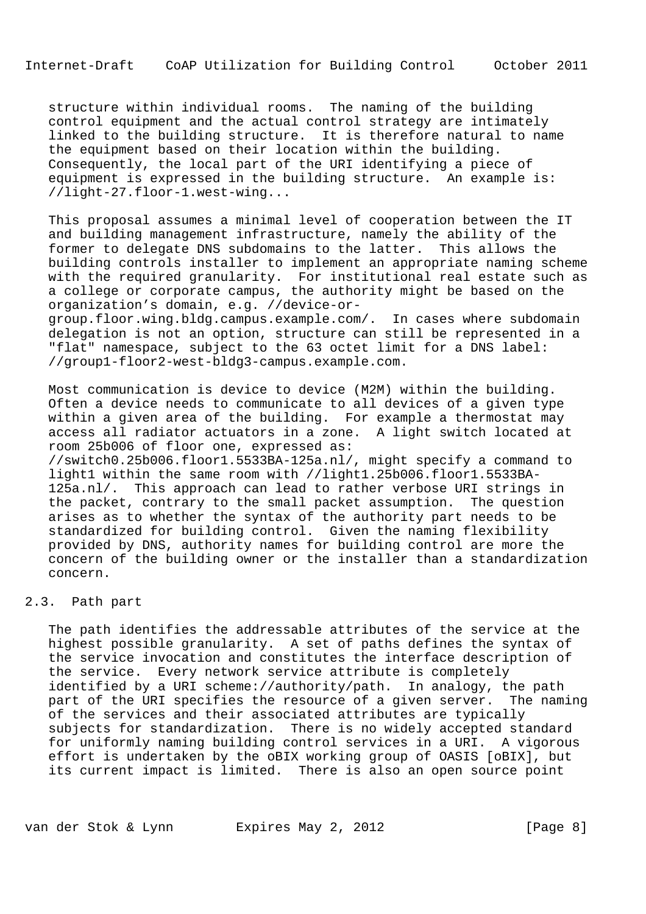structure within individual rooms. The naming of the building control equipment and the actual control strategy are intimately linked to the building structure. It is therefore natural to name the equipment based on their location within the building. Consequently, the local part of the URI identifying a piece of equipment is expressed in the building structure. An example is: //light-27.floor-1.west-wing...

This proposal assumes a minimal level of cooperation between the IT and building management infrastructure, namely the ability of the former to delegate DNS subdomains to the latter. This allows the building controls installer to implement an appropriate naming scheme with the required granularity. For institutional real estate such as a college or corporate campus, the authority might be based on the organization's domain, e.g. //device-or-group.floor.wing.bldg.campus.example.com/. In cases where subdomain delegation is not an option, structure can still be represented in a "flat" namespace, subject to the 63 octet limit for a DNS label: //group1-floor2-west-bldg3-campus.example.com.

Most communication is device to device (M2M) within the building. Often a device needs to communicate to all devices of a given type within a given area of the building. For example a thermostat may access all radiator actuators in a zone. A light switch located at room 25b006 of floor one, expressed as: //switch0.25b006.floor1.5533BA-125a.nl/, might specify a command to light1 within the same room with //light1.25b006.floor1.5533BA-125a.nl/. This approach can lead to rather verbose URI strings in the packet, contrary to the small packet assumption. The question arises as to whether the syntax of the authority part needs to be standardized for building control. Given the naming flexibility provided by DNS, authority names for building control are more the concern of the building owner or the installer than a standardization concern.

## 2.3. Path part

The path identifies the addressable attributes of the service at the highest possible granularity. A set of paths defines the syntax of the service invocation and constitutes the interface description of the service. Every network service attribute is completely identified by a URI scheme://authority/path. In analogy, the path part of the URI specifies the resource of a given server. The naming of the services and their associated attributes are typically subjects for standardization. There is no widely accepted standard for uniformly naming building control services in a URI. A vigorous effort is undertaken by the oBIX working group of OASIS [oBIX], but its current impact is limited. There is also an open source point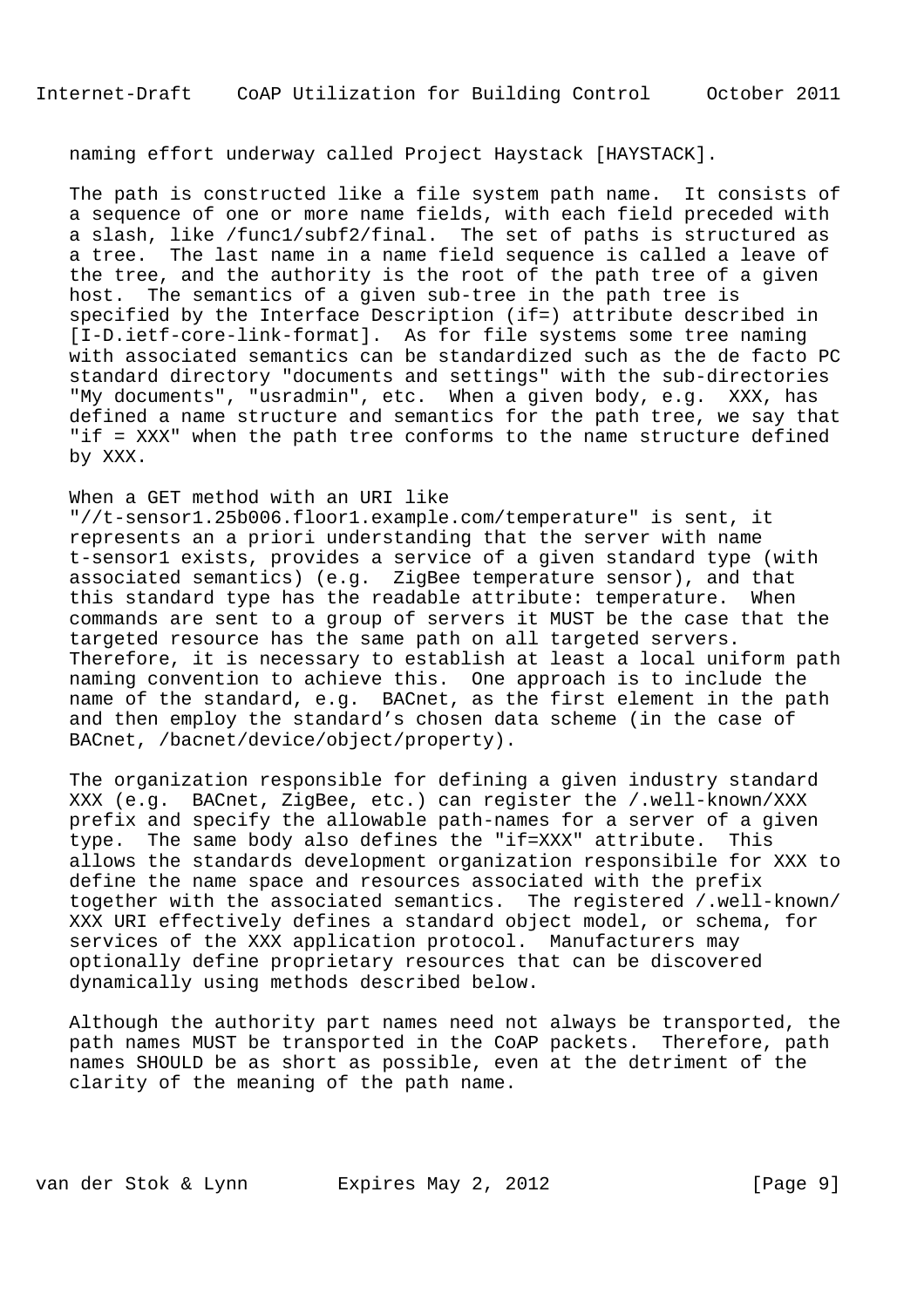naming effort underway called Project Haystack [HAYSTACK].

The path is constructed like a file system path name. It consists of a sequence of one or more name fields, with each field preceded with a slash, like /func1/subf2/final. The set of paths is structured as a tree. The last name in a name field sequence is called a leave of the tree, and the authority is the root of the path tree of a given host. The semantics of a given sub-tree in the path tree is specified by the Interface Description (if=) attribute described in [I-D.ietf-core-link-format]. As for file systems some tree naming with associated semantics can be standardized such as the de facto PC standard directory "documents and settings" with the sub-directories "My documents", "usradmin", etc. When a given body, e.g. XXX, has defined a name structure and semantics for the path tree, we say that "if = XXX" when the path tree conforms to the name structure defined by XXX.

When a GET method with an URI like "//t-sensor1.25b006.floor1.example.com/temperature" is sent, it represents an a priori understanding that the server with name t-sensor1 exists, provides a service of a given standard type (with associated semantics) (e.g. ZigBee temperature sensor), and that this standard type has the readable attribute: temperature. When commands are sent to a group of servers it MUST be the case that the targeted resource has the same path on all targeted servers. Therefore, it is necessary to establish at least a local uniform path naming convention to achieve this. One approach is to include the name of the standard, e.g. BACnet, as the first element in the path and then employ the standard’s chosen data scheme (in the case of BACnet, /bacnet/device/object/property).

The organization responsible for defining a given industry standard XXX (e.g. BACnet, ZigBee, etc.) can register the /.well-known/XXX prefix and specify the allowable path-names for a server of a given type. The same body also defines the "if=XXX" attribute. This allows the standards development organization responsibile for XXX to define the name space and resources associated with the prefix together with the associated semantics. The registered /.well-known/XXX URI effectively defines a standard object model, or schema, for services of the XXX application protocol. Manufacturers may optionally define proprietary resources that can be discovered dynamically using methods described below.

Although the authority part names need not always be transported, the path names MUST be transported in the CoAP packets. Therefore, path names SHOULD be as short as possible, even at the detriment of the clarity of the meaning of the path name.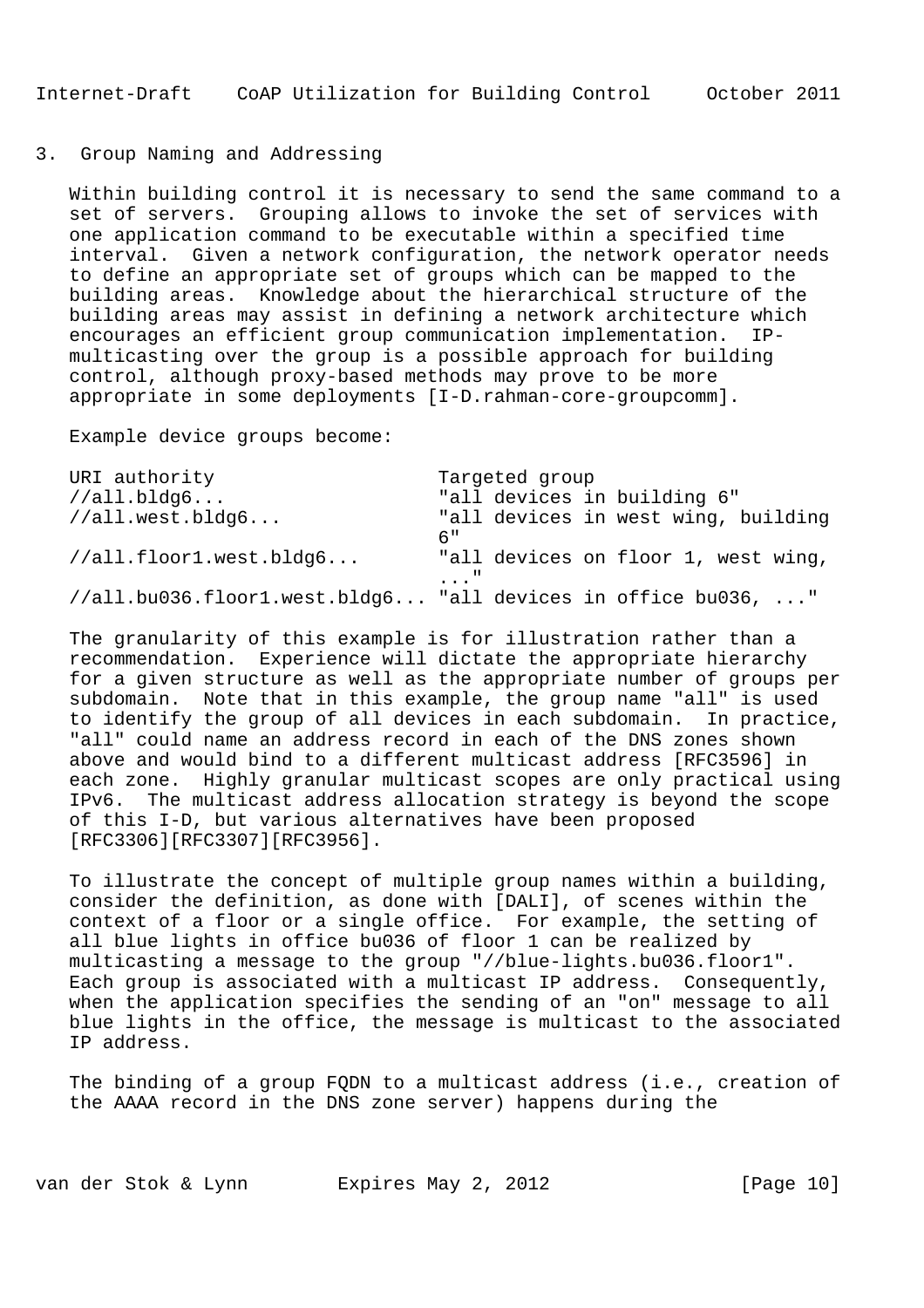## 3. Group Naming and Addressing

Within building control it is necessary to send the same command to a set of servers. Grouping allows to invoke the set of services with one application command to be executable within a specified time interval. Given a network configuration, the network operator needs to define an appropriate set of groups which can be mapped to the building areas. Knowledge about the hierarchical structure of the building areas may assist in defining a network architecture which encourages an efficient group communication implementation. IP-multicasting over the group is a possible approach for building control, although proxy-based methods may prove to be more appropriate in some deployments [I-D.rahman-core-groupcomm].

Example device groups become:

| URI authority | Targeted group |
|---|---|
| //all.bldg6... | "all devices in building 6" |
| //all.west.bldg6... | "all devices in west wing, building 6" |
| //all.floor1.west.bldg6... | "all devices on floor 1, west wing, ..." |
| //all.bu036.floor1.west.bldg6... | "all devices in office bu036, ..." |

The granularity of this example is for illustration rather than a recommendation. Experience will dictate the appropriate hierarchy for a given structure as well as the appropriate number of groups per subdomain. Note that in this example, the group name "all" is used to identify the group of all devices in each subdomain. In practice, "all" could name an address record in each of the DNS zones shown above and would bind to a different multicast address [RFC3596] in each zone. Highly granular multicast scopes are only practical using IPv6. The multicast address allocation strategy is beyond the scope of this I-D, but various alternatives have been proposed [RFC3306][RFC3307][RFC3956].

To illustrate the concept of multiple group names within a building, consider the definition, as done with [DALI], of scenes within the context of a floor or a single office. For example, the setting of all blue lights in office bu036 of floor 1 can be realized by multicasting a message to the group "//blue-lights.bu036.floor1". Each group is associated with a multicast IP address. Consequently, when the application specifies the sending of an "on" message to all blue lights in the office, the message is multicast to the associated IP address.

The binding of a group FQDN to a multicast address (i.e., creation of the AAAA record in the DNS zone server) happens during the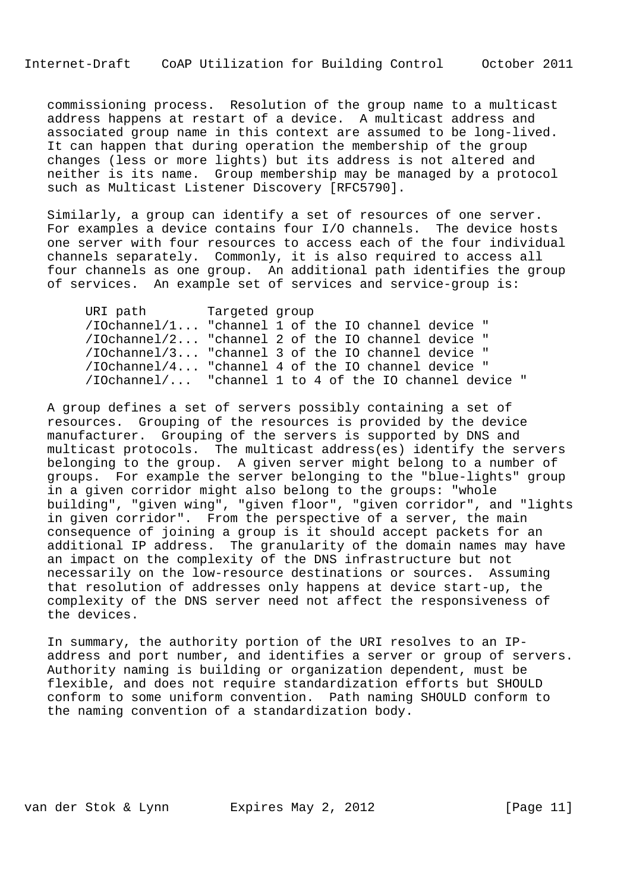commissioning process. Resolution of the group name to a multicast address happens at restart of a device. A multicast address and associated group name in this context are assumed to be long-lived. It can happen that during operation the membership of the group changes (less or more lights) but its address is not altered and neither is its name. Group membership may be managed by a protocol such as Multicast Listener Discovery [RFC5790].

Similarly, a group can identify a set of resources of one server. For examples a device contains four I/O channels. The device hosts one server with four resources to access each of the four individual channels separately. Commonly, it is also required to access all four channels as one group. An additional path identifies the group of services. An example set of services and service-group is:

```
URI path        Targeted group
/IOchannel/1... "channel 1 of the IO channel device "
/IOchannel/2... "channel 2 of the IO channel device "
/IOchannel/3... "channel 3 of the IO channel device "
/IOchannel/4... "channel 4 of the IO channel device "
/IOchannel/...  "channel 1 to 4 of the IO channel device "
```

A group defines a set of servers possibly containing a set of resources. Grouping of the resources is provided by the device manufacturer. Grouping of the servers is supported by DNS and multicast protocols. The multicast address(es) identify the servers belonging to the group. A given server might belong to a number of groups. For example the server belonging to the "blue-lights" group in a given corridor might also belong to the groups: "whole building", "given wing", "given floor", "given corridor", and "lights in given corridor". From the perspective of a server, the main consequence of joining a group is it should accept packets for an additional IP address. The granularity of the domain names may have an impact on the complexity of the DNS infrastructure but not necessarily on the low-resource destinations or sources. Assuming that resolution of addresses only happens at device start-up, the complexity of the DNS server need not affect the responsiveness of the devices.

In summary, the authority portion of the URI resolves to an IP-address and port number, and identifies a server or group of servers. Authority naming is building or organization dependent, must be flexible, and does not require standardization efforts but SHOULD conform to some uniform convention. Path naming SHOULD conform to the naming convention of a standardization body.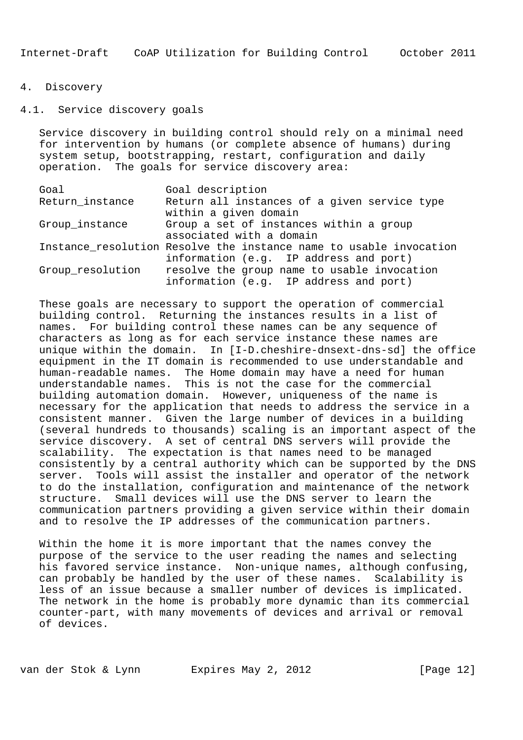## 4. Discovery

### 4.1. Service discovery goals

Service discovery in building control should rely on a minimal need for intervention by humans (or complete absence of humans) during system setup, bootstrapping, restart, configuration and daily operation. The goals for service discovery area:

| Goal | Goal description |
| --- | --- |
| Return_instance | Return all instances of a given service type within a given domain |
| Group_instance | Group a set of instances within a group associated with a domain |
| Instance_resolution | Resolve the instance name to usable invocation information (e.g. IP address and port) |
| Group_resolution | resolve the group name to usable invocation information (e.g. IP address and port) |

These goals are necessary to support the operation of commercial building control. Returning the instances results in a list of names. For building control these names can be any sequence of characters as long as for each service instance these names are unique within the domain. In [I-D.cheshire-dnsext-dns-sd] the office equipment in the IT domain is recommended to use understandable and human-readable names. The Home domain may have a need for human understandable names. This is not the case for the commercial building automation domain. However, uniqueness of the name is necessary for the application that needs to address the service in a consistent manner. Given the large number of devices in a building (several hundreds to thousands) scaling is an important aspect of the service discovery. A set of central DNS servers will provide the scalability. The expectation is that names need to be managed consistently by a central authority which can be supported by the DNS server. Tools will assist the installer and operator of the network to do the installation, configuration and maintenance of the network structure. Small devices will use the DNS server to learn the communication partners providing a given service within their domain and to resolve the IP addresses of the communication partners.

Within the home it is more important that the names convey the purpose of the service to the user reading the names and selecting his favored service instance. Non-unique names, although confusing, can probably be handled by the user of these names. Scalability is less of an issue because a smaller number of devices is implicated. The network in the home is probably more dynamic than its commercial counter-part, with many movements of devices and arrival or removal of devices.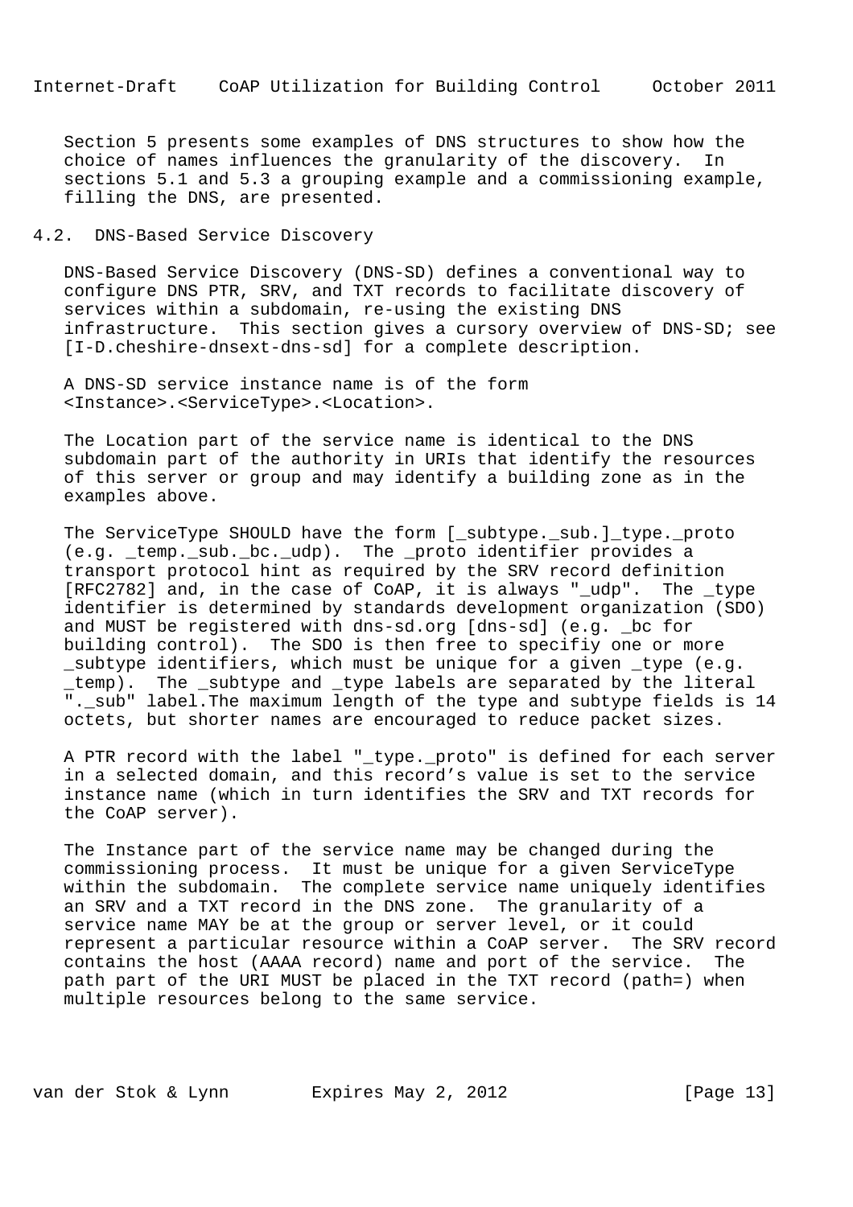Section 5 presents some examples of DNS structures to show how the choice of names influences the granularity of the discovery. In sections 5.1 and 5.3 a grouping example and a commissioning example, filling the DNS, are presented.

## 4.2. DNS-Based Service Discovery

DNS-Based Service Discovery (DNS-SD) defines a conventional way to configure DNS PTR, SRV, and TXT records to facilitate discovery of services within a subdomain, re-using the existing DNS infrastructure. This section gives a cursory overview of DNS-SD; see [I-D.cheshire-dnsext-dns-sd] for a complete description.

A DNS-SD service instance name is of the form <Instance>.<ServiceType>.<Location>.

The Location part of the service name is identical to the DNS subdomain part of the authority in URIs that identify the resources of this server or group and may identify a building zone as in the examples above.

The ServiceType SHOULD have the form [_subtype._sub.]_type._proto (e.g. _temp._sub._bc._udp). The _proto identifier provides a transport protocol hint as required by the SRV record definition [RFC2782] and, in the case of CoAP, it is always "_udp". The _type identifier is determined by standards development organization (SDO) and MUST be registered with dns-sd.org [dns-sd] (e.g. _bc for building control). The SDO is then free to specifiy one or more _subtype identifiers, which must be unique for a given _type (e.g. _temp). The _subtype and _type labels are separated by the literal "._sub" label.The maximum length of the type and subtype fields is 14 octets, but shorter names are encouraged to reduce packet sizes.

A PTR record with the label "_type._proto" is defined for each server in a selected domain, and this record's value is set to the service instance name (which in turn identifies the SRV and TXT records for the CoAP server).

The Instance part of the service name may be changed during the commissioning process. It must be unique for a given ServiceType within the subdomain. The complete service name uniquely identifies an SRV and a TXT record in the DNS zone. The granularity of a service name MAY be at the group or server level, or it could represent a particular resource within a CoAP server. The SRV record contains the host (AAAA record) name and port of the service. The path part of the URI MUST be placed in the TXT record (path=) when multiple resources belong to the same service.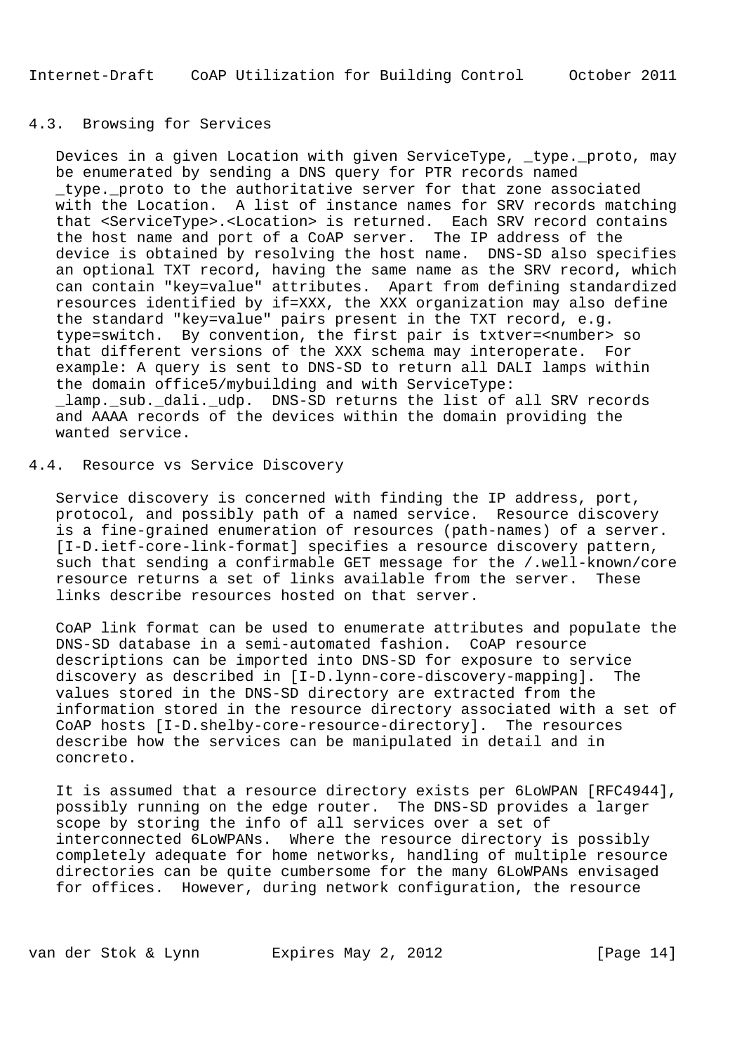### 4.3. Browsing for Services

Devices in a given Location with given ServiceType, _type._proto, may be enumerated by sending a DNS query for PTR records named _type._proto to the authoritative server for that zone associated with the Location. A list of instance names for SRV records matching that <ServiceType>.<Location> is returned. Each SRV record contains the host name and port of a CoAP server. The IP address of the device is obtained by resolving the host name. DNS-SD also specifies an optional TXT record, having the same name as the SRV record, which can contain "key=value" attributes. Apart from defining standardized resources identified by if=XXX, the XXX organization may also define the standard "key=value" pairs present in the TXT record, e.g. type=switch. By convention, the first pair is txtver=<number> so that different versions of the XXX schema may interoperate. For example: A query is sent to DNS-SD to return all DALI lamps within the domain office5/mybuilding and with ServiceType: _lamp._sub._dali._udp. DNS-SD returns the list of all SRV records and AAAA records of the devices within the domain providing the wanted service.

### 4.4. Resource vs Service Discovery

Service discovery is concerned with finding the IP address, port, protocol, and possibly path of a named service. Resource discovery is a fine-grained enumeration of resources (path-names) of a server. [I-D.ietf-core-link-format] specifies a resource discovery pattern, such that sending a confirmable GET message for the /.well-known/core resource returns a set of links available from the server. These links describe resources hosted on that server.

CoAP link format can be used to enumerate attributes and populate the DNS-SD database in a semi-automated fashion. CoAP resource descriptions can be imported into DNS-SD for exposure to service discovery as described in [I-D.lynn-core-discovery-mapping]. The values stored in the DNS-SD directory are extracted from the information stored in the resource directory associated with a set of CoAP hosts [I-D.shelby-core-resource-directory]. The resources describe how the services can be manipulated in detail and in concreto.

It is assumed that a resource directory exists per 6LoWPAN [RFC4944], possibly running on the edge router. The DNS-SD provides a larger scope by storing the info of all services over a set of interconnected 6LoWPANs. Where the resource directory is possibly completely adequate for home networks, handling of multiple resource directories can be quite cumbersome for the many 6LoWPANs envisaged for offices. However, during network configuration, the resource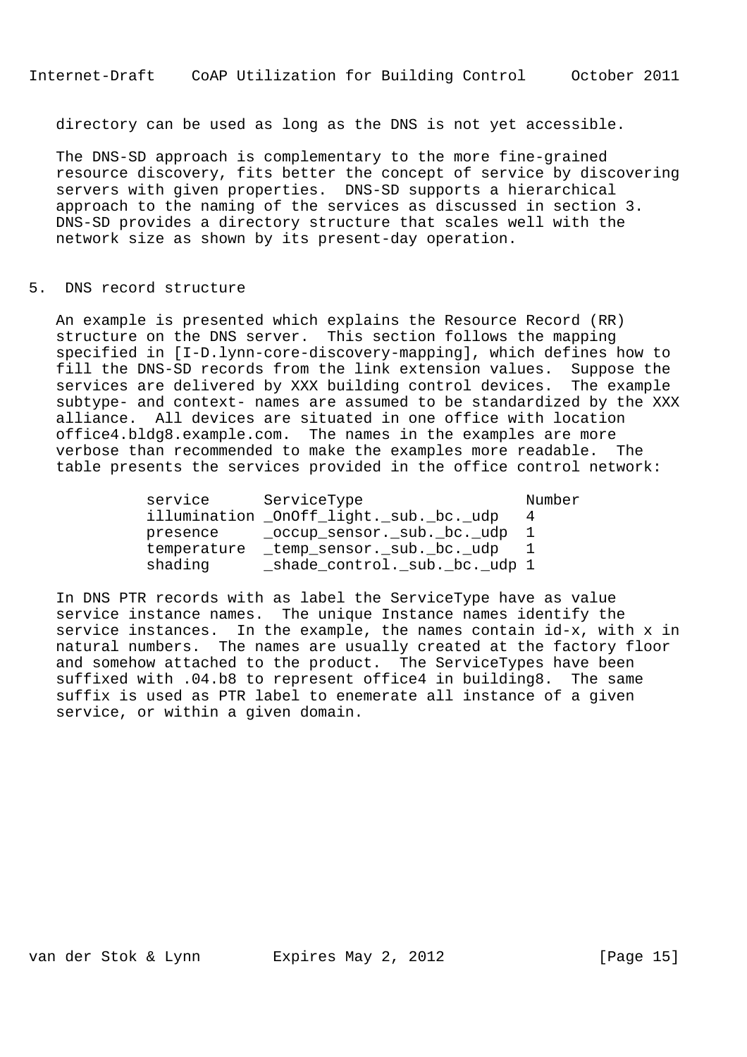directory can be used as long as the DNS is not yet accessible.

The DNS-SD approach is complementary to the more fine-grained resource discovery, fits better the concept of service by discovering servers with given properties. DNS-SD supports a hierarchical approach to the naming of the services as discussed in section 3. DNS-SD provides a directory structure that scales well with the network size as shown by its present-day operation.

## 5. DNS record structure

An example is presented which explains the Resource Record (RR) structure on the DNS server. This section follows the mapping specified in [I-D.lynn-core-discovery-mapping], which defines how to fill the DNS-SD records from the link extension values. Suppose the services are delivered by XXX building control devices. The example subtype- and context- names are assumed to be standardized by the XXX alliance. All devices are situated in one office with location office4.bldg8.example.com. The names in the examples are more verbose than recommended to make the examples more readable. The table presents the services provided in the office control network:

| service | ServiceType | Number |
|---|---|---|
| illumination | _OnOff_light._sub._bc._udp | 4 |
| presence | _occup_sensor._sub._bc._udp | 1 |
| temperature | _temp_sensor._sub._bc._udp | 1 |
| shading | _shade_control._sub._bc._udp | 1 |

In DNS PTR records with as label the ServiceType have as value service instance names. The unique Instance names identify the service instances. In the example, the names contain id-x, with x in natural numbers. The names are usually created at the factory floor and somehow attached to the product. The ServiceTypes have been suffixed with .04.b8 to represent office4 in building8. The same suffix is used as PTR label to enemerate all instance of a given service, or within a given domain.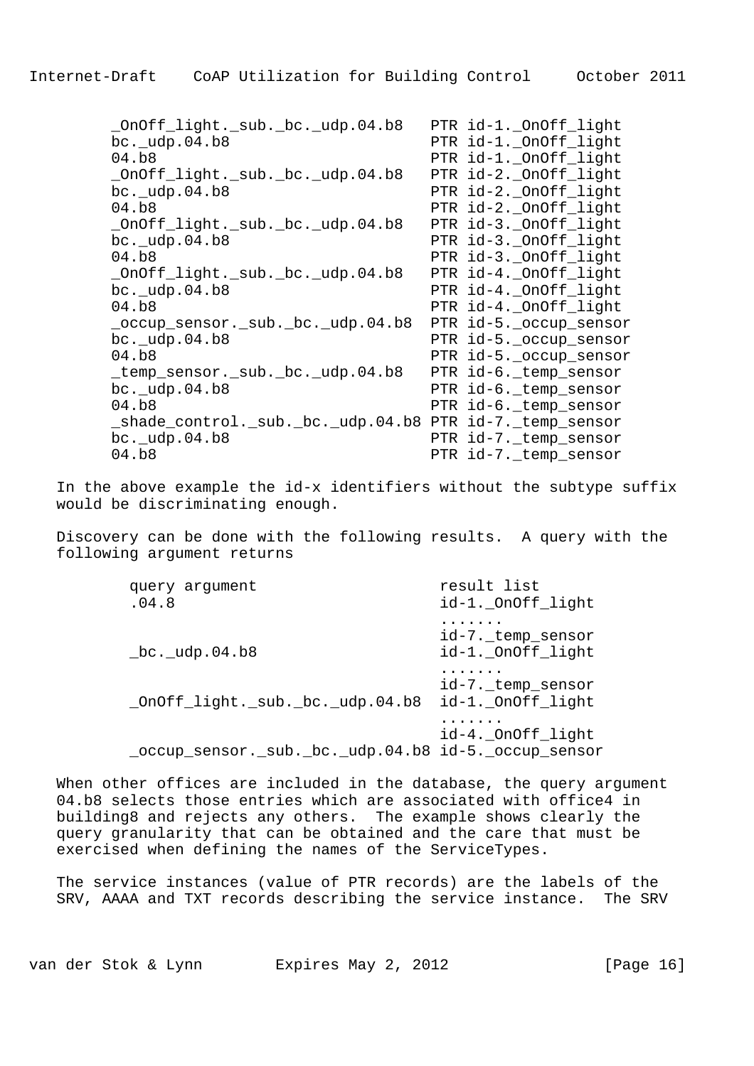```
_OnOff_light._sub._bc._udp.04.b8   PTR id-1._OnOff_light
bc._udp.04.b8                      PTR id-1._OnOff_light
04.b8                              PTR id-1._OnOff_light
_OnOff_light._sub._bc._udp.04.b8   PTR id-2._OnOff_light
bc._udp.04.b8                      PTR id-2._OnOff_light
04.b8                              PTR id-2._OnOff_light
_OnOff_light._sub._bc._udp.04.b8   PTR id-3._OnOff_light
bc._udp.04.b8                      PTR id-3._OnOff_light
04.b8                              PTR id-3._OnOff_light
_OnOff_light._sub._bc._udp.04.b8   PTR id-4._OnOff_light
bc._udp.04.b8                      PTR id-4._OnOff_light
04.b8                              PTR id-4._OnOff_light
_occup_sensor._sub._bc._udp.04.b8  PTR id-5._occup_sensor
bc._udp.04.b8                      PTR id-5._occup_sensor
04.b8                              PTR id-5._occup_sensor
_temp_sensor._sub._bc._udp.04.b8   PTR id-6._temp_sensor
bc._udp.04.b8                      PTR id-6._temp_sensor
04.b8                              PTR id-6._temp_sensor
_shade_control._sub._bc._udp.04.b8 PTR id-7._temp_sensor
bc._udp.04.b8                      PTR id-7._temp_sensor
04.b8                              PTR id-7._temp_sensor
```

In the above example the id-x identifiers without the subtype suffix would be discriminating enough.

Discovery can be done with the following results. A query with the following argument returns

```
query argument                     result list
.04.8                              id-1._OnOff_light
                                   .......
                                   id-7._temp_sensor
_bc._udp.04.b8                     id-1._OnOff_light
                                   .......
                                   id-7._temp_sensor
_OnOff_light._sub._bc._udp.04.b8   id-1._OnOff_light
                                   .......
                                   id-4._OnOff_light
_occup_sensor._sub._bc._udp.04.b8  id-5._occup_sensor
```

When other offices are included in the database, the query argument 04.b8 selects those entries which are associated with office4 in building8 and rejects any others. The example shows clearly the query granularity that can be obtained and the care that must be exercised when defining the names of the ServiceTypes.

The service instances (value of PTR records) are the labels of the SRV, AAAA and TXT records describing the service instance. The SRV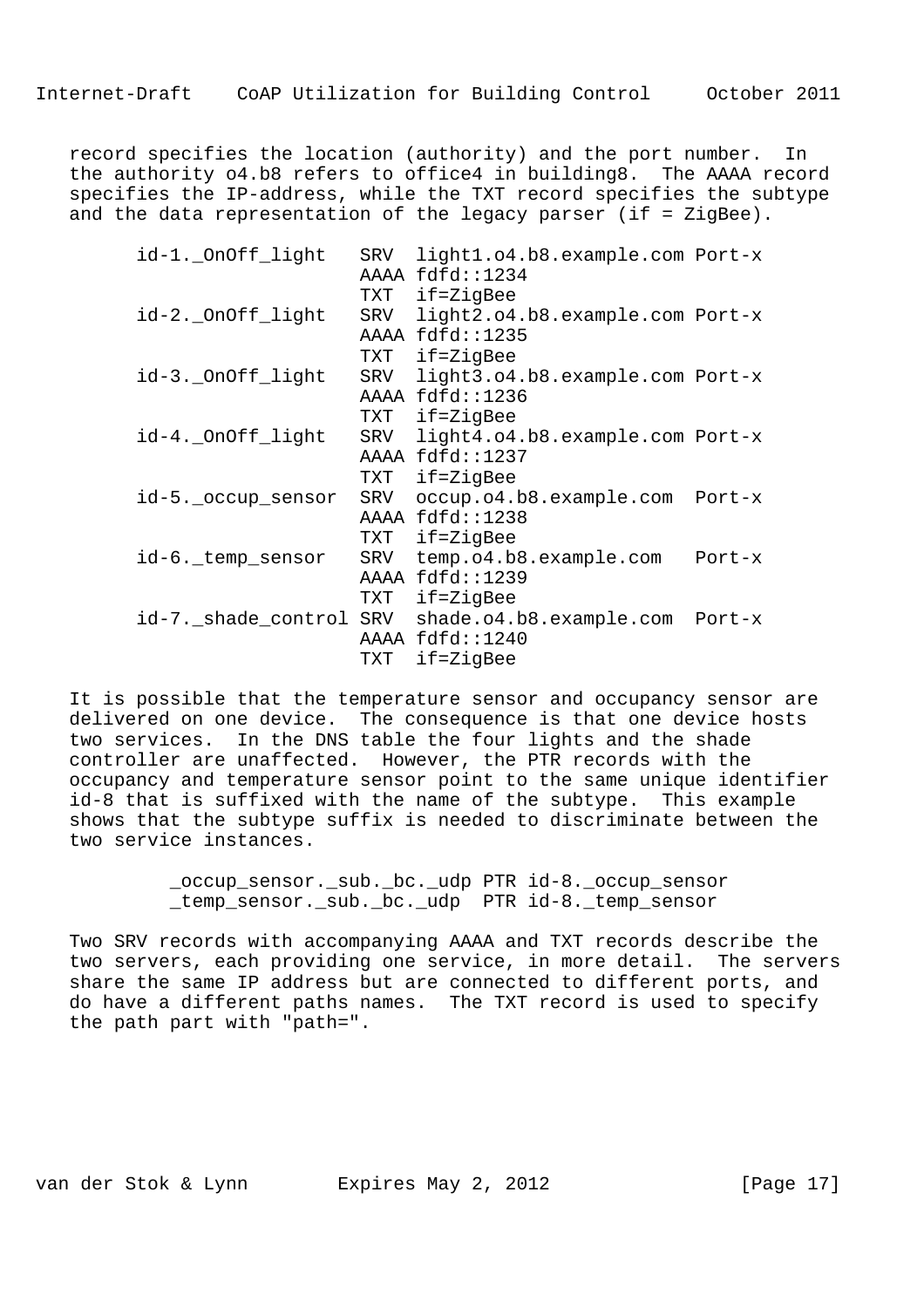record specifies the location (authority) and the port number. In the authority o4.b8 refers to office4 in building8. The AAAA record specifies the IP-address, while the TXT record specifies the subtype and the data representation of the legacy parser (if = ZigBee).

```
id-1._OnOff_light   SRV  light1.o4.b8.example.com Port-x
                    AAAA fdfd::1234
                    TXT  if=ZigBee
id-2._OnOff_light   SRV  light2.o4.b8.example.com Port-x
                    AAAA fdfd::1235
                    TXT  if=ZigBee
id-3._OnOff_light   SRV  light3.o4.b8.example.com Port-x
                    AAAA fdfd::1236
                    TXT  if=ZigBee
id-4._OnOff_light   SRV  light4.o4.b8.example.com Port-x
                    AAAA fdfd::1237
                    TXT  if=ZigBee
id-5._occup_sensor  SRV  occup.o4.b8.example.com  Port-x
                    AAAA fdfd::1238
                    TXT  if=ZigBee
id-6._temp_sensor   SRV  temp.o4.b8.example.com   Port-x
                    AAAA fdfd::1239
                    TXT  if=ZigBee
id-7._shade_control SRV  shade.o4.b8.example.com  Port-x
                    AAAA fdfd::1240
                    TXT  if=ZigBee
```

It is possible that the temperature sensor and occupancy sensor are delivered on one device. The consequence is that one device hosts two services. In the DNS table the four lights and the shade controller are unaffected. However, the PTR records with the occupancy and temperature sensor point to the same unique identifier id-8 that is suffixed with the name of the subtype. This example shows that the subtype suffix is needed to discriminate between the two service instances.

```
_occup_sensor._sub._bc._udp PTR id-8._occup_sensor
_temp_sensor._sub._bc._udp  PTR id-8._temp_sensor
```

Two SRV records with accompanying AAAA and TXT records describe the two servers, each providing one service, in more detail. The servers share the same IP address but are connected to different ports, and do have a different paths names. The TXT record is used to specify the path part with "path=".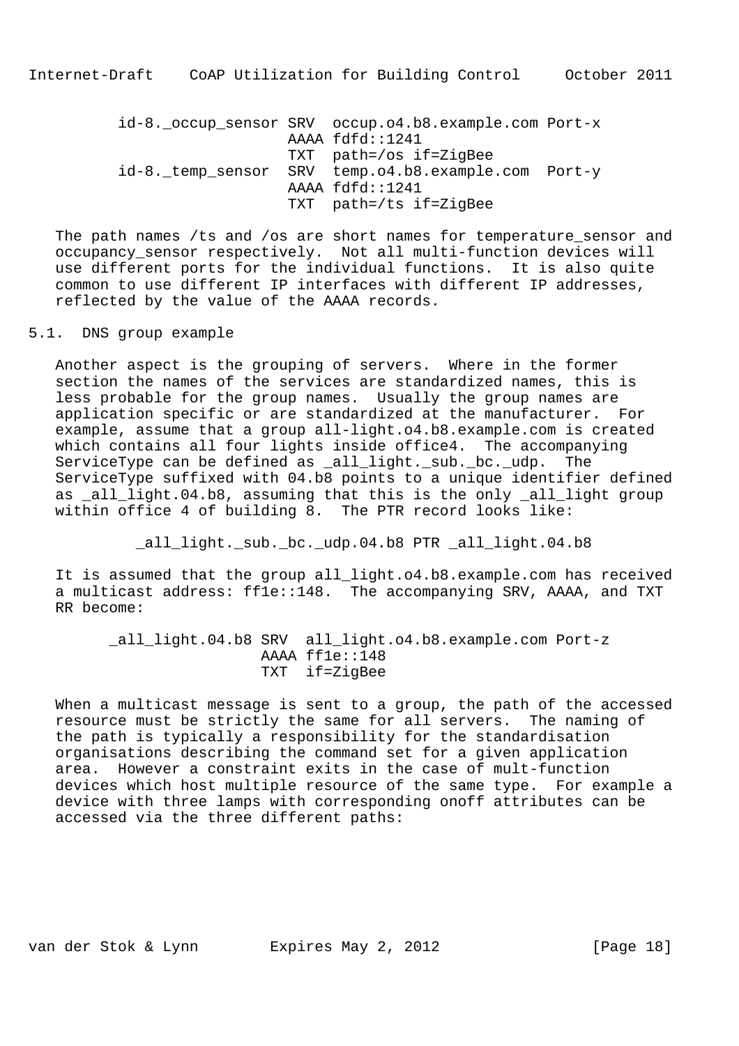```
id-8._occup_sensor SRV  occup.o4.b8.example.com Port-x
                   AAAA fdfd::1241
                   TXT  path=/os if=ZigBee
id-8._temp_sensor  SRV  temp.o4.b8.example.com  Port-y
                   AAAA fdfd::1241
                   TXT  path=/ts if=ZigBee
```

The path names /ts and /os are short names for temperature_sensor and occupancy_sensor respectively. Not all multi-function devices will use different ports for the individual functions. It is also quite common to use different IP interfaces with different IP addresses, reflected by the value of the AAAA records.

## 5.1. DNS group example

Another aspect is the grouping of servers. Where in the former section the names of the services are standardized names, this is less probable for the group names. Usually the group names are application specific or are standardized at the manufacturer. For example, assume that a group all-light.o4.b8.example.com is created which contains all four lights inside office4. The accompanying ServiceType can be defined as _all_light._sub._bc._udp. The ServiceType suffixed with 04.b8 points to a unique identifier defined as _all_light.04.b8, assuming that this is the only _all_light group within office 4 of building 8. The PTR record looks like:

```
_all_light._sub._bc._udp.04.b8 PTR _all_light.04.b8
```

It is assumed that the group all_light.o4.b8.example.com has received a multicast address: ff1e::148. The accompanying SRV, AAAA, and TXT RR become:

```
_all_light.04.b8 SRV  all_light.o4.b8.example.com Port-z
                 AAAA ff1e::148
                 TXT  if=ZigBee
```

When a multicast message is sent to a group, the path of the accessed resource must be strictly the same for all servers. The naming of the path is typically a responsibility for the standardisation organisations describing the command set for a given application area. However a constraint exits in the case of mult-function devices which host multiple resource of the same type. For example a device with three lamps with corresponding onoff attributes can be accessed via the three different paths: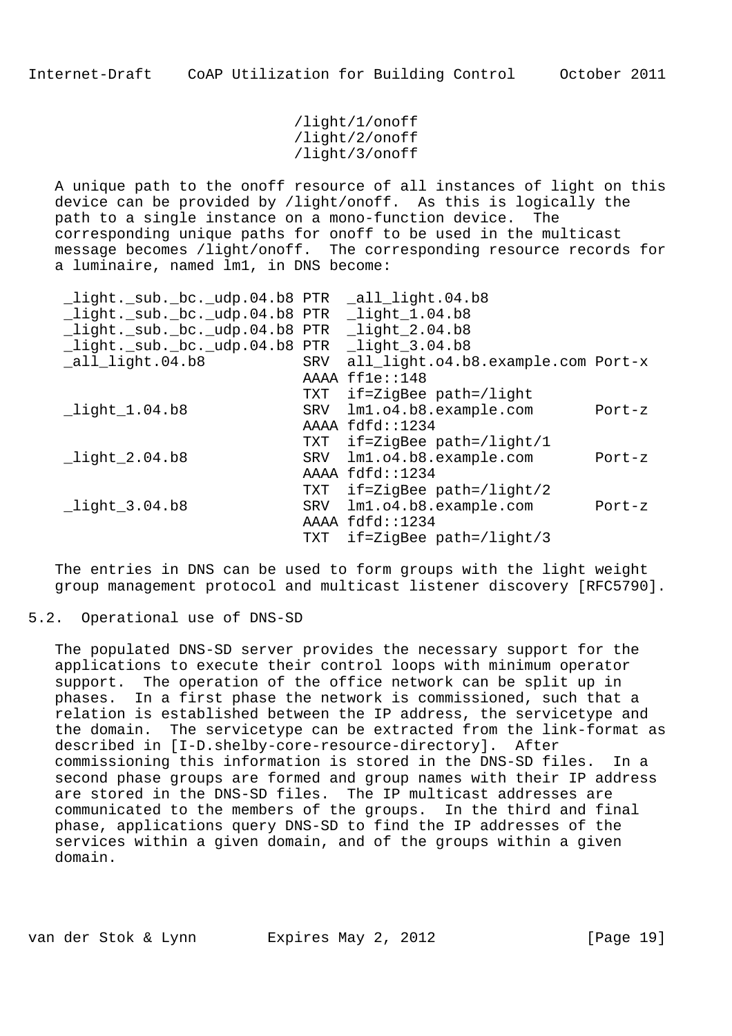```
/light/1/onoff
/light/2/onoff
/light/3/onoff
```

A unique path to the onoff resource of all instances of light on this device can be provided by /light/onoff. As this is logically the path to a single instance on a mono-function device. The corresponding unique paths for onoff to be used in the multicast message becomes /light/onoff. The corresponding resource records for a luminaire, named lm1, in DNS become:

```
_light._sub._bc._udp.04.b8 PTR  _all_light.04.b8
_light._sub._bc._udp.04.b8 PTR  _light_1.04.b8
_light._sub._bc._udp.04.b8 PTR  _light_2.04.b8
_light._sub._bc._udp.04.b8 PTR  _light_3.04.b8
_all_light.04.b8           SRV  all_light.o4.b8.example.com Port-x
                           AAAA ff1e::148
                           TXT  if=ZigBee path=/light
_light_1.04.b8             SRV  lm1.o4.b8.example.com       Port-z
                           AAAA fdfd::1234
                           TXT  if=ZigBee path=/light/1
_light_2.04.b8             SRV  lm1.o4.b8.example.com       Port-z
                           AAAA fdfd::1234
                           TXT  if=ZigBee path=/light/2
_light_3.04.b8             SRV  lm1.o4.b8.example.com       Port-z
                           AAAA fdfd::1234
                           TXT  if=ZigBee path=/light/3
```

The entries in DNS can be used to form groups with the light weight group management protocol and multicast listener discovery [RFC5790].

## 5.2. Operational use of DNS-SD

The populated DNS-SD server provides the necessary support for the applications to execute their control loops with minimum operator support. The operation of the office network can be split up in phases. In a first phase the network is commissioned, such that a relation is established between the IP address, the servicetype and the domain. The servicetype can be extracted from the link-format as described in [I-D.shelby-core-resource-directory]. After commissioning this information is stored in the DNS-SD files. In a second phase groups are formed and group names with their IP address are stored in the DNS-SD files. The IP multicast addresses are communicated to the members of the groups. In the third and final phase, applications query DNS-SD to find the IP addresses of the services within a given domain, and of the groups within a given domain.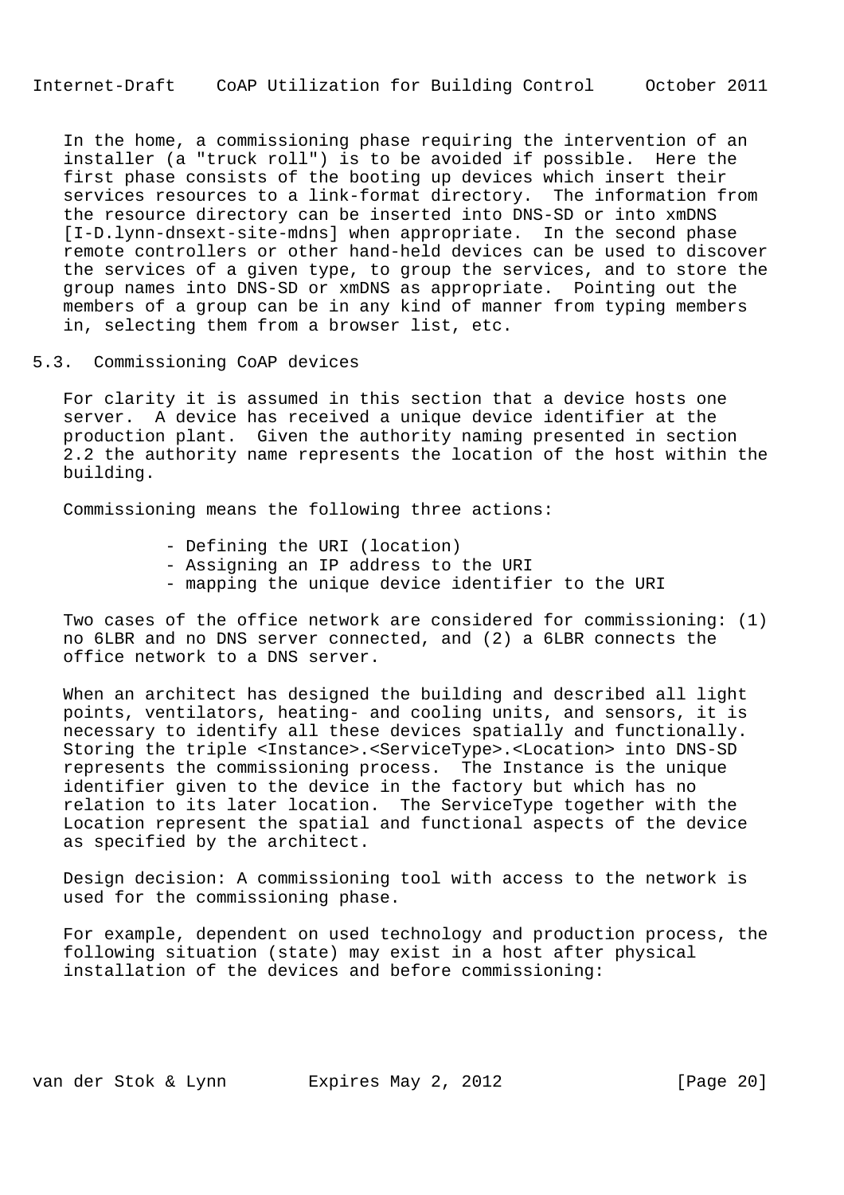In the home, a commissioning phase requiring the intervention of an installer (a "truck roll") is to be avoided if possible. Here the first phase consists of the booting up devices which insert their services resources to a link-format directory. The information from the resource directory can be inserted into DNS-SD or into xmDNS [I-D.lynn-dnsext-site-mdns] when appropriate. In the second phase remote controllers or other hand-held devices can be used to discover the services of a given type, to group the services, and to store the group names into DNS-SD or xmDNS as appropriate. Pointing out the members of a group can be in any kind of manner from typing members in, selecting them from a browser list, etc.

### 5.3. Commissioning CoAP devices

For clarity it is assumed in this section that a device hosts one server. A device has received a unique device identifier at the production plant. Given the authority naming presented in section 2.2 the authority name represents the location of the host within the building.

Commissioning means the following three actions:

- Defining the URI (location)
- Assigning an IP address to the URI
- mapping the unique device identifier to the URI

Two cases of the office network are considered for commissioning: (1) no 6LBR and no DNS server connected, and (2) a 6LBR connects the office network to a DNS server.

When an architect has designed the building and described all light points, ventilators, heating- and cooling units, and sensors, it is necessary to identify all these devices spatially and functionally. Storing the triple <Instance>.<ServiceType>.<Location> into DNS-SD represents the commissioning process. The Instance is the unique identifier given to the device in the factory but which has no relation to its later location. The ServiceType together with the Location represent the spatial and functional aspects of the device as specified by the architect.

Design decision: A commissioning tool with access to the network is used for the commissioning phase.

For example, dependent on used technology and production process, the following situation (state) may exist in a host after physical installation of the devices and before commissioning: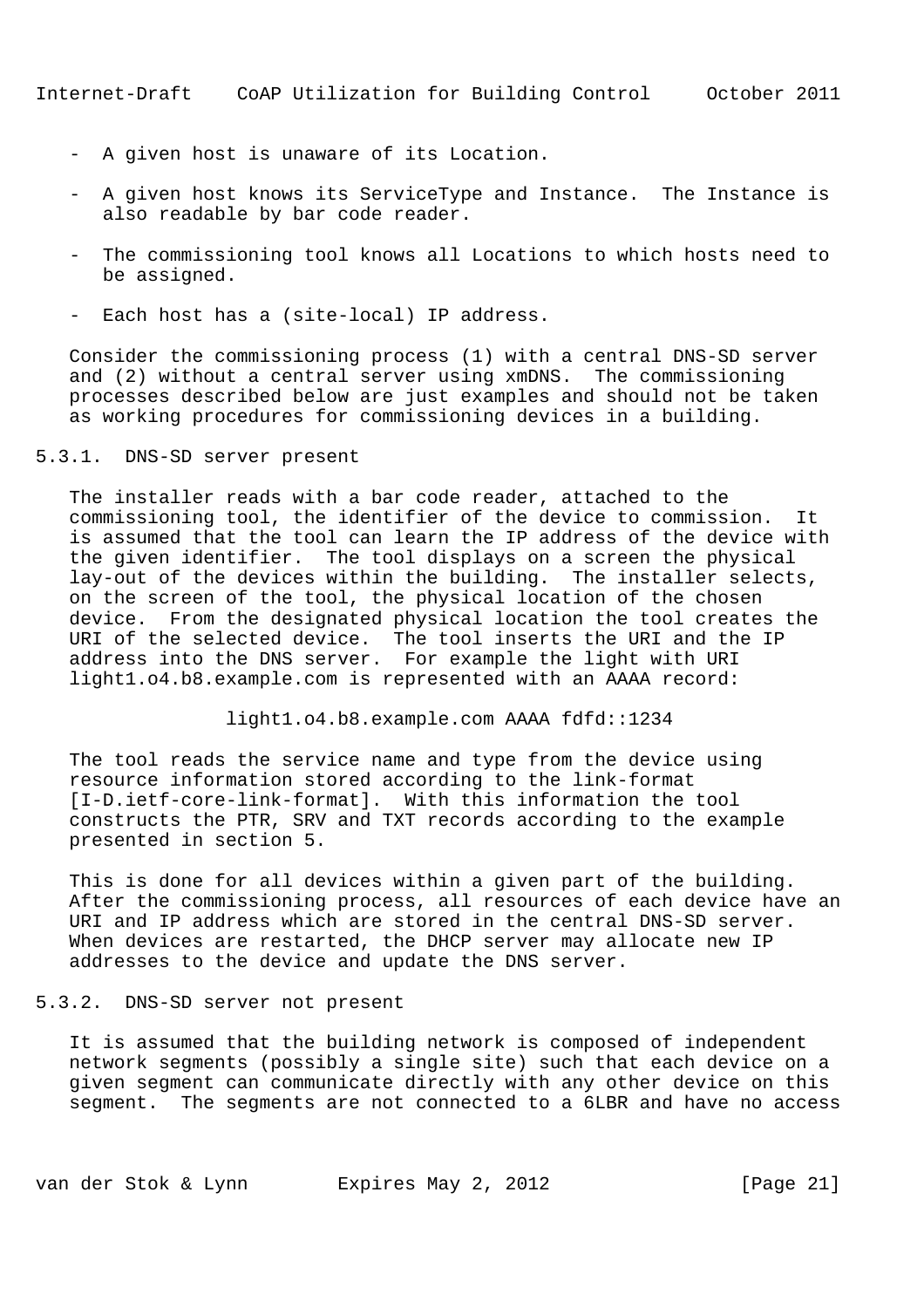- A given host is unaware of its Location.
- A given host knows its ServiceType and Instance. The Instance is also readable by bar code reader.
- The commissioning tool knows all Locations to which hosts need to be assigned.
- Each host has a (site-local) IP address.

Consider the commissioning process (1) with a central DNS-SD server and (2) without a central server using xmDNS. The commissioning processes described below are just examples and should not be taken as working procedures for commissioning devices in a building.

### 5.3.1. DNS-SD server present

The installer reads with a bar code reader, attached to the commissioning tool, the identifier of the device to commission. It is assumed that the tool can learn the IP address of the device with the given identifier. The tool displays on a screen the physical lay-out of the devices within the building. The installer selects, on the screen of the tool, the physical location of the chosen device. From the designated physical location the tool creates the URI of the selected device. The tool inserts the URI and the IP address into the DNS server. For example the light with URI light1.o4.b8.example.com is represented with an AAAA record:

```
light1.o4.b8.example.com AAAA fdfd::1234
```

The tool reads the service name and type from the device using resource information stored according to the link-format [I-D.ietf-core-link-format]. With this information the tool constructs the PTR, SRV and TXT records according to the example presented in section 5.

This is done for all devices within a given part of the building. After the commissioning process, all resources of each device have an URI and IP address which are stored in the central DNS-SD server. When devices are restarted, the DHCP server may allocate new IP addresses to the device and update the DNS server.

### 5.3.2. DNS-SD server not present

It is assumed that the building network is composed of independent network segments (possibly a single site) such that each device on a given segment can communicate directly with any other device on this segment. The segments are not connected to a 6LBR and have no access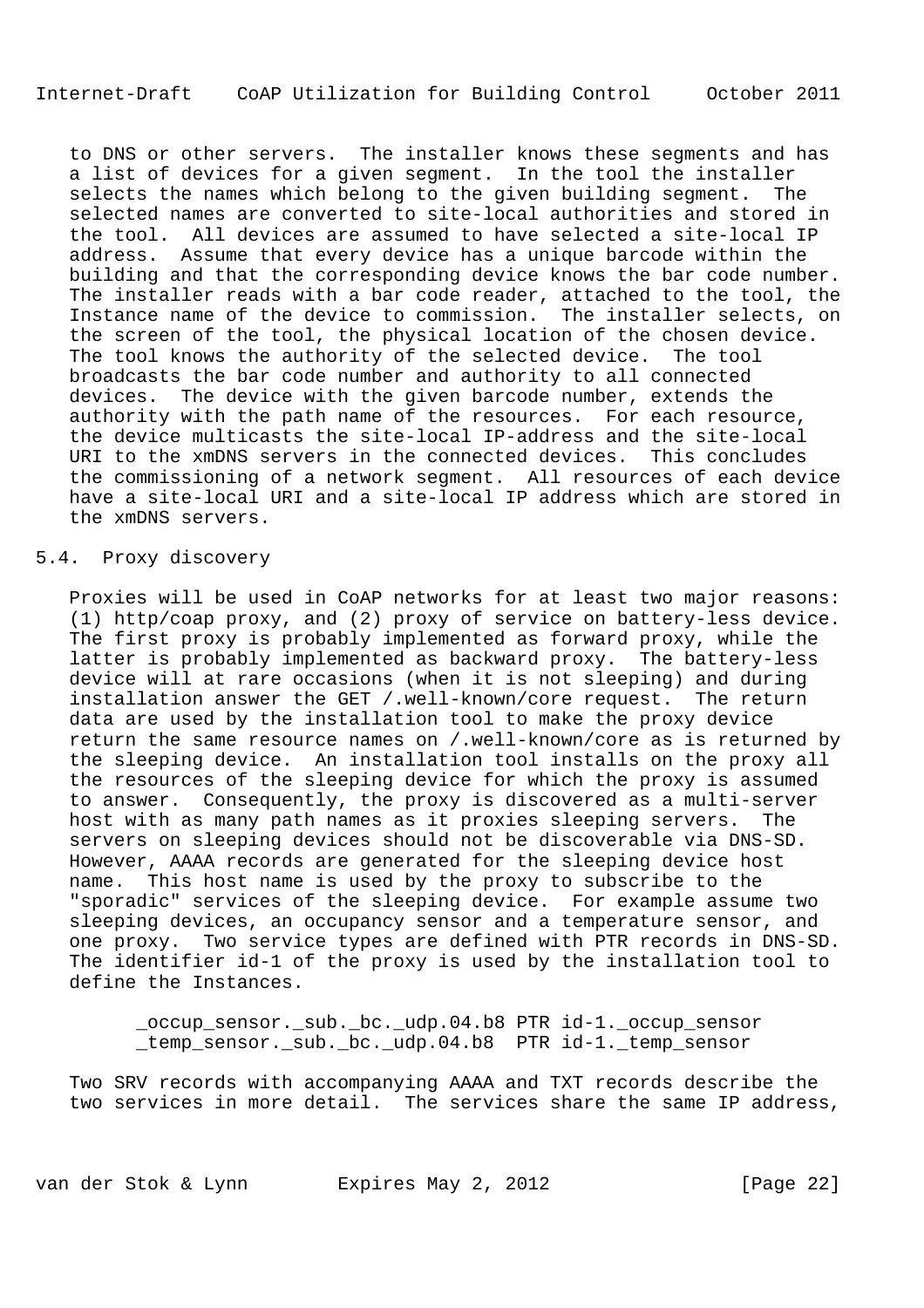to DNS or other servers. The installer knows these segments and has a list of devices for a given segment. In the tool the installer selects the names which belong to the given building segment. The selected names are converted to site-local authorities and stored in the tool. All devices are assumed to have selected a site-local IP address. Assume that every device has a unique barcode within the building and that the corresponding device knows the bar code number. The installer reads with a bar code reader, attached to the tool, the Instance name of the device to commission. The installer selects, on the screen of the tool, the physical location of the chosen device. The tool knows the authority of the selected device. The tool broadcasts the bar code number and authority to all connected devices. The device with the given barcode number, extends the authority with the path name of the resources. For each resource, the device multicasts the site-local IP-address and the site-local URI to the xmDNS servers in the connected devices. This concludes the commissioning of a network segment. All resources of each device have a site-local URI and a site-local IP address which are stored in the xmDNS servers.

## 5.4. Proxy discovery

Proxies will be used in CoAP networks for at least two major reasons: (1) http/coap proxy, and (2) proxy of service on battery-less device. The first proxy is probably implemented as forward proxy, while the latter is probably implemented as backward proxy. The battery-less device will at rare occasions (when it is not sleeping) and during installation answer the GET /.well-known/core request. The return data are used by the installation tool to make the proxy device return the same resource names on /.well-known/core as is returned by the sleeping device. An installation tool installs on the proxy all the resources of the sleeping device for which the proxy is assumed to answer. Consequently, the proxy is discovered as a multi-server host with as many path names as it proxies sleeping servers. The servers on sleeping devices should not be discoverable via DNS-SD. However, AAAA records are generated for the sleeping device host name. This host name is used by the proxy to subscribe to the "sporadic" services of the sleeping device. For example assume two sleeping devices, an occupancy sensor and a temperature sensor, and one proxy. Two service types are defined with PTR records in DNS-SD. The identifier id-1 of the proxy is used by the installation tool to define the Instances.

```
_occup_sensor._sub._bc._udp.04.b8 PTR id-1._occup_sensor
_temp_sensor._sub._bc._udp.04.b8  PTR id-1._temp_sensor
```

Two SRV records with accompanying AAAA and TXT records describe the two services in more detail. The services share the same IP address,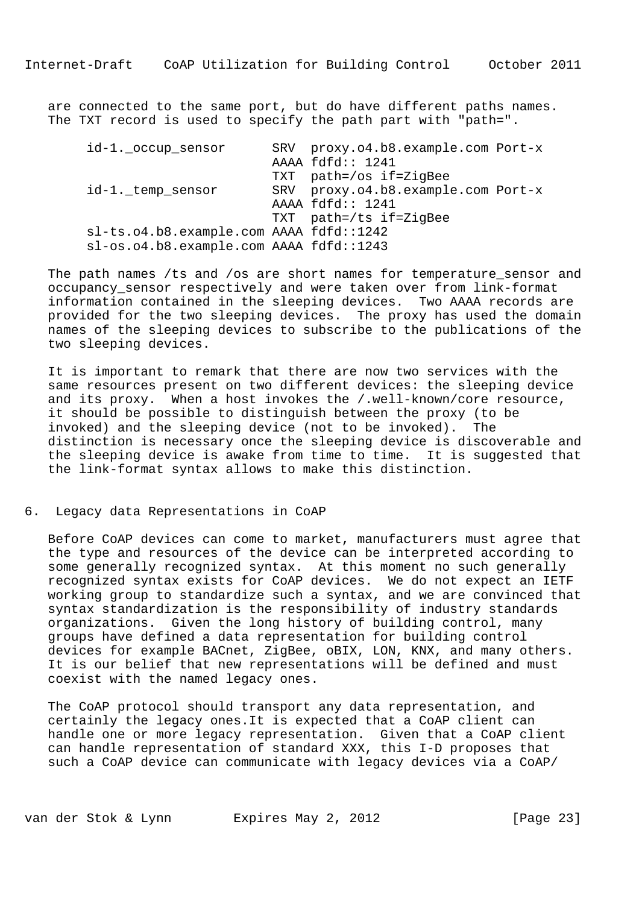are connected to the same port, but do have different paths names. The TXT record is used to specify the path part with "path=".

```
id-1._occup_sensor      SRV  proxy.o4.b8.example.com Port-x
                        AAAA fdfd:: 1241
                        TXT  path=/os if=ZigBee
id-1._temp_sensor       SRV  proxy.o4.b8.example.com Port-x
                        AAAA fdfd:: 1241
                        TXT  path=/ts if=ZigBee
sl-ts.o4.b8.example.com AAAA fdfd::1242
sl-os.o4.b8.example.com AAAA fdfd::1243
```

The path names /ts and /os are short names for temperature_sensor and occupancy_sensor respectively and were taken over from link-format information contained in the sleeping devices. Two AAAA records are provided for the two sleeping devices. The proxy has used the domain names of the sleeping devices to subscribe to the publications of the two sleeping devices.

It is important to remark that there are now two services with the same resources present on two different devices: the sleeping device and its proxy. When a host invokes the /.well-known/core resource, it should be possible to distinguish between the proxy (to be invoked) and the sleeping device (not to be invoked). The distinction is necessary once the sleeping device is discoverable and the sleeping device is awake from time to time. It is suggested that the link-format syntax allows to make this distinction.

## 6. Legacy data Representations in CoAP

Before CoAP devices can come to market, manufacturers must agree that the type and resources of the device can be interpreted according to some generally recognized syntax. At this moment no such generally recognized syntax exists for CoAP devices. We do not expect an IETF working group to standardize such a syntax, and we are convinced that syntax standardization is the responsibility of industry standards organizations. Given the long history of building control, many groups have defined a data representation for building control devices for example BACnet, ZigBee, oBIX, LON, KNX, and many others. It is our belief that new representations will be defined and must coexist with the named legacy ones.

The CoAP protocol should transport any data representation, and certainly the legacy ones.It is expected that a CoAP client can handle one or more legacy representation. Given that a CoAP client can handle representation of standard XXX, this I-D proposes that such a CoAP device can communicate with legacy devices via a CoAP/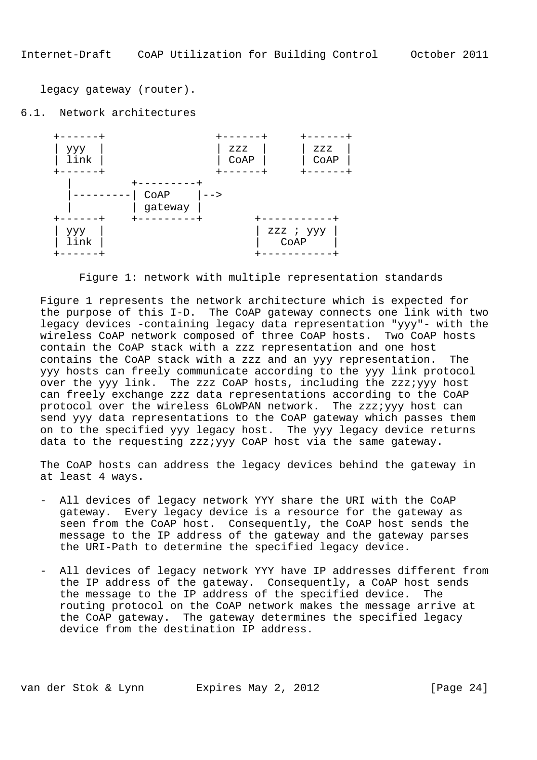legacy gateway (router).

## 6.1. Network architectures

```
  +------+                +------+     +------+
  | yyy  |                | zzz  |     | zzz  |
  | link |                | CoAP |     | CoAP |
  +------+                +------+     +------+
     |         +---------+
     |---------| CoAP    |-->
     |         | gateway |
  +------+     +---------+         +-----------+
  | yyy  |                         | zzz ; yyy |
  | link |                         |   CoAP    |
  +------+                         +-----------+
```

Figure 1: network with multiple representation standards

Figure 1 represents the network architecture which is expected for the purpose of this I-D. The CoAP gateway connects one link with two legacy devices -containing legacy data representation "yyy"- with the wireless CoAP network composed of three CoAP hosts. Two CoAP hosts contain the CoAP stack with a zzz representation and one host contains the CoAP stack with a zzz and an yyy representation. The yyy hosts can freely communicate according to the yyy link protocol over the yyy link. The zzz CoAP hosts, including the zzz;yyy host can freely exchange zzz data representations according to the CoAP protocol over the wireless 6LoWPAN network. The zzz;yyy host can send yyy data representations to the CoAP gateway which passes them on to the specified yyy legacy host. The yyy legacy device returns data to the requesting zzz;yyy CoAP host via the same gateway.

The CoAP hosts can address the legacy devices behind the gateway in at least 4 ways.

- All devices of legacy network YYY share the URI with the CoAP gateway. Every legacy device is a resource for the gateway as seen from the CoAP host. Consequently, the CoAP host sends the message to the IP address of the gateway and the gateway parses the URI-Path to determine the specified legacy device.

- All devices of legacy network YYY have IP addresses different from the IP address of the gateway. Consequently, a CoAP host sends the message to the IP address of the specified device. The routing protocol on the CoAP network makes the message arrive at the CoAP gateway. The gateway determines the specified legacy device from the destination IP address.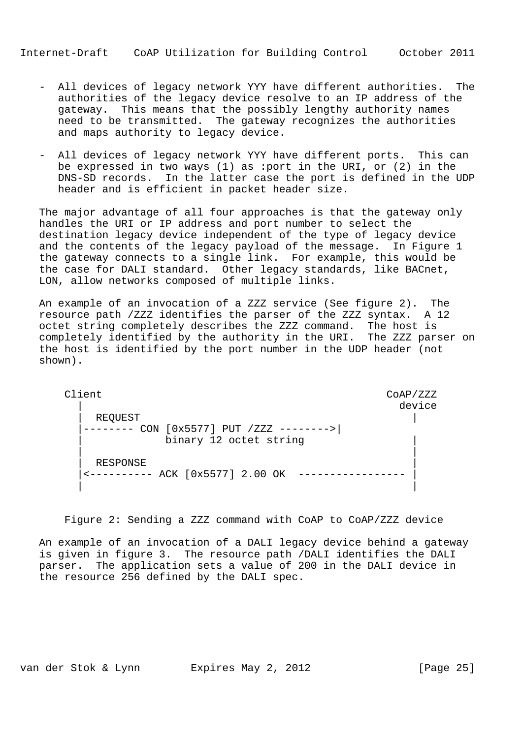- All devices of legacy network YYY have different authorities. The authorities of the legacy device resolve to an IP address of the gateway. This means that the possibly lengthy authority names need to be transmitted. The gateway recognizes the authorities and maps authority to legacy device.

- All devices of legacy network YYY have different ports. This can be expressed in two ways (1) as :port in the URI, or (2) in the DNS-SD records. In the latter case the port is defined in the UDP header and is efficient in packet header size.

The major advantage of all four approaches is that the gateway only handles the URI or IP address and port number to select the destination legacy device independent of the type of legacy device and the contents of the legacy payload of the message. In Figure 1 the gateway connects to a single link. For example, this would be the case for DALI standard. Other legacy standards, like BACnet, LON, allow networks composed of multiple links.

An example of an invocation of a ZZZ service (See figure 2). The resource path /ZZZ identifies the parser of the ZZZ syntax. A 12 octet string completely describes the ZZZ command. The host is completely identified by the authority in the URI. The ZZZ parser on the host is identified by the port number in the UDP header (not shown).

```
Client                                                CoAP/ZZZ
  |                                                     device
  |  REQUEST                                             |
  |-------- CON [0x5577] PUT /ZZZ -------->|
  |             binary 12 octet string                   |
  |                                                      |
  |  RESPONSE                                            |
  |<---------- ACK [0x5577] 2.00 OK  ----------------- |
  |                                                      |
```

Figure 2: Sending a ZZZ command with CoAP to CoAP/ZZZ device

An example of an invocation of a DALI legacy device behind a gateway is given in figure 3. The resource path /DALI identifies the DALI parser. The application sets a value of 200 in the DALI device in the resource 256 defined by the DALI spec.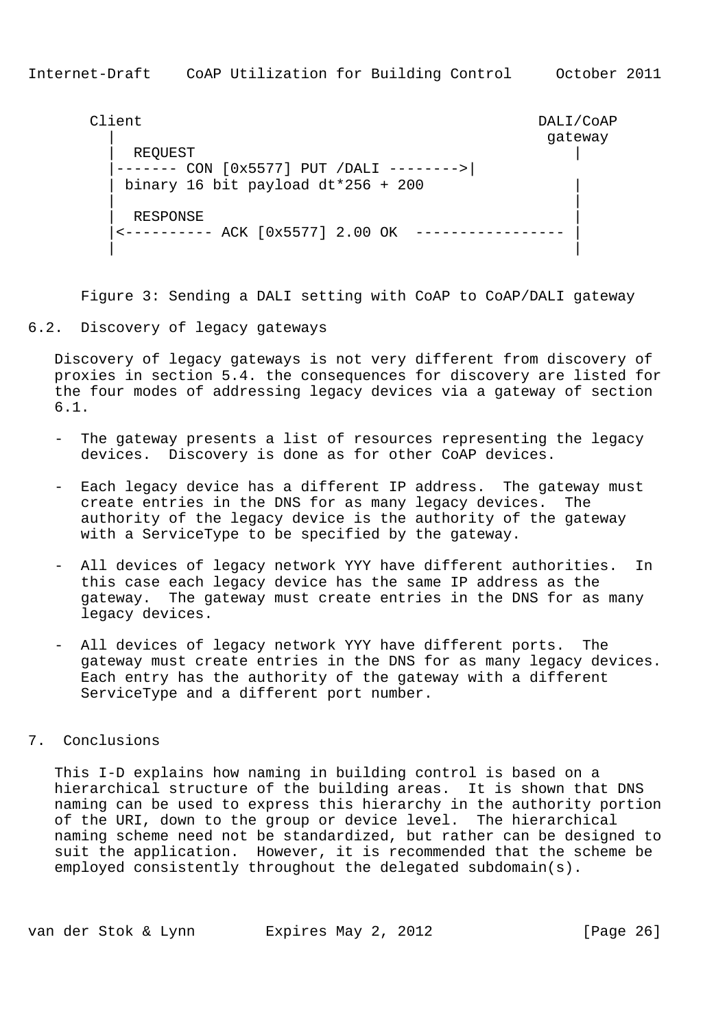```
  Client                                                DALI/CoAP
    |                                                    gateway
    |  REQUEST                                              |
    |------- CON [0x5577] PUT /DALI -------->|
    | binary 16 bit payload dt*256 + 200                    |
    |                                                       |
    |  RESPONSE                                             |
    |<---------- ACK [0x5577] 2.00 OK  ----------------- |
    |                                                       |
```

Figure 3: Sending a DALI setting with CoAP to CoAP/DALI gateway

## 6.2. Discovery of legacy gateways

Discovery of legacy gateways is not very different from discovery of proxies in section 5.4. the consequences for discovery are listed for the four modes of addressing legacy devices via a gateway of section 6.1.

- The gateway presents a list of resources representing the legacy devices. Discovery is done as for other CoAP devices.

- Each legacy device has a different IP address. The gateway must create entries in the DNS for as many legacy devices. The authority of the legacy device is the authority of the gateway with a ServiceType to be specified by the gateway.

- All devices of legacy network YYY have different authorities. In this case each legacy device has the same IP address as the gateway. The gateway must create entries in the DNS for as many legacy devices.

- All devices of legacy network YYY have different ports. The gateway must create entries in the DNS for as many legacy devices. Each entry has the authority of the gateway with a different ServiceType and a different port number.

# 7. Conclusions

This I-D explains how naming in building control is based on a hierarchical structure of the building areas. It is shown that DNS naming can be used to express this hierarchy in the authority portion of the URI, down to the group or device level. The hierarchical naming scheme need not be standardized, but rather can be designed to suit the application. However, it is recommended that the scheme be employed consistently throughout the delegated subdomain(s).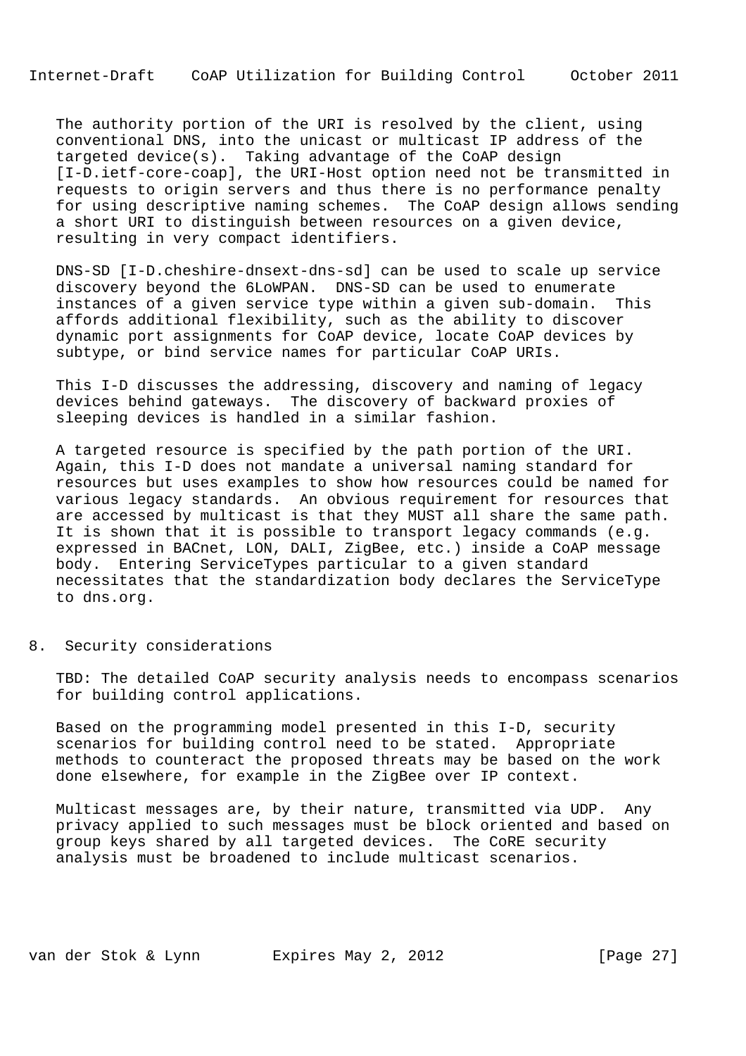The authority portion of the URI is resolved by the client, using conventional DNS, into the unicast or multicast IP address of the targeted device(s). Taking advantage of the CoAP design [I-D.ietf-core-coap], the URI-Host option need not be transmitted in requests to origin servers and thus there is no performance penalty for using descriptive naming schemes. The CoAP design allows sending a short URI to distinguish between resources on a given device, resulting in very compact identifiers.

DNS-SD [I-D.cheshire-dnsext-dns-sd] can be used to scale up service discovery beyond the 6LoWPAN. DNS-SD can be used to enumerate instances of a given service type within a given sub-domain. This affords additional flexibility, such as the ability to discover dynamic port assignments for CoAP device, locate CoAP devices by subtype, or bind service names for particular CoAP URIs.

This I-D discusses the addressing, discovery and naming of legacy devices behind gateways. The discovery of backward proxies of sleeping devices is handled in a similar fashion.

A targeted resource is specified by the path portion of the URI. Again, this I-D does not mandate a universal naming standard for resources but uses examples to show how resources could be named for various legacy standards. An obvious requirement for resources that are accessed by multicast is that they MUST all share the same path. It is shown that it is possible to transport legacy commands (e.g. expressed in BACnet, LON, DALI, ZigBee, etc.) inside a CoAP message body. Entering ServiceTypes particular to a given standard necessitates that the standardization body declares the ServiceType to dns.org.

## 8. Security considerations

TBD: The detailed CoAP security analysis needs to encompass scenarios for building control applications.

Based on the programming model presented in this I-D, security scenarios for building control need to be stated. Appropriate methods to counteract the proposed threats may be based on the work done elsewhere, for example in the ZigBee over IP context.

Multicast messages are, by their nature, transmitted via UDP. Any privacy applied to such messages must be block oriented and based on group keys shared by all targeted devices. The CoRE security analysis must be broadened to include multicast scenarios.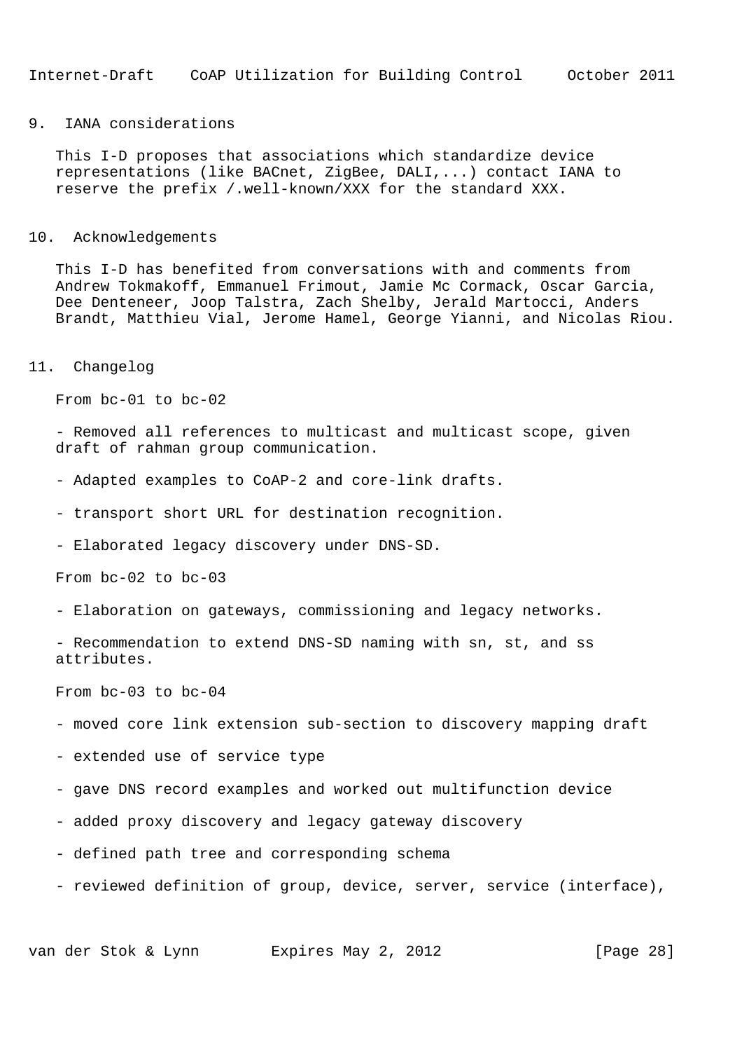## 9. IANA considerations

This I-D proposes that associations which standardize device representations (like BACnet, ZigBee, DALI,...) contact IANA to reserve the prefix /.well-known/XXX for the standard XXX.

## 10. Acknowledgements

This I-D has benefited from conversations with and comments from Andrew Tokmakoff, Emmanuel Frimout, Jamie Mc Cormack, Oscar Garcia, Dee Denteneer, Joop Talstra, Zach Shelby, Jerald Martocci, Anders Brandt, Matthieu Vial, Jerome Hamel, George Yianni, and Nicolas Riou.

## 11. Changelog

From bc-01 to bc-02

- Removed all references to multicast and multicast scope, given draft of rahman group communication.

- Adapted examples to CoAP-2 and core-link drafts.

- transport short URL for destination recognition.

- Elaborated legacy discovery under DNS-SD.

From bc-02 to bc-03

- Elaboration on gateways, commissioning and legacy networks.

- Recommendation to extend DNS-SD naming with sn, st, and ss attributes.

From bc-03 to bc-04

- moved core link extension sub-section to discovery mapping draft

- extended use of service type

- gave DNS record examples and worked out multifunction device

- added proxy discovery and legacy gateway discovery

- defined path tree and corresponding schema

- reviewed definition of group, device, server, service (interface),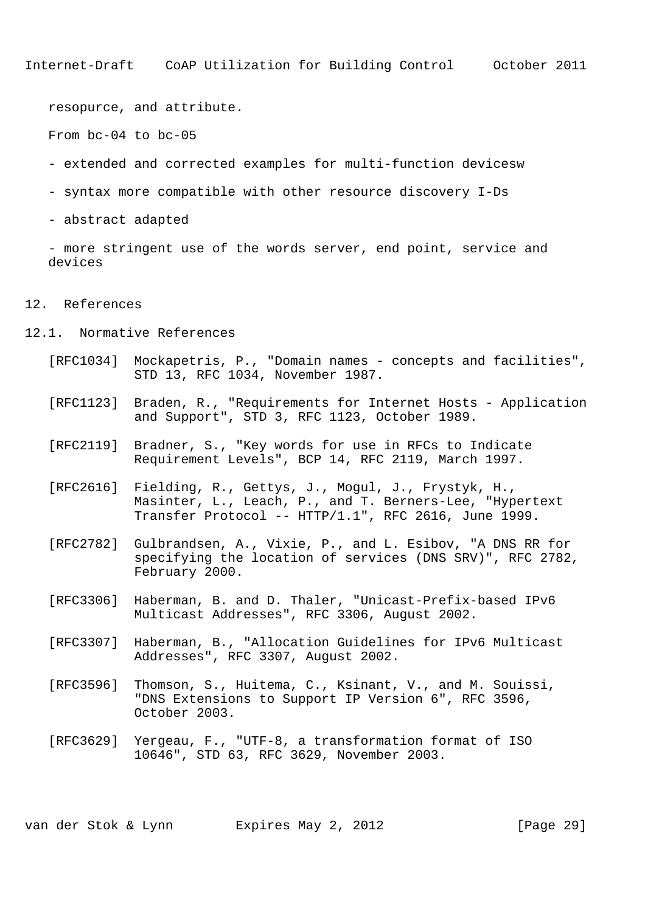resopurce, and attribute.

From bc-04 to bc-05

- extended and corrected examples for multi-function devicesw
- syntax more compatible with other resource discovery I-Ds
- abstract adapted
- more stringent use of the words server, end point, service and devices

## 12. References

### 12.1. Normative References

[RFC1034] Mockapetris, P., "Domain names - concepts and facilities", STD 13, RFC 1034, November 1987.

[RFC1123] Braden, R., "Requirements for Internet Hosts - Application and Support", STD 3, RFC 1123, October 1989.

[RFC2119] Bradner, S., "Key words for use in RFCs to Indicate Requirement Levels", BCP 14, RFC 2119, March 1997.

[RFC2616] Fielding, R., Gettys, J., Mogul, J., Frystyk, H., Masinter, L., Leach, P., and T. Berners-Lee, "Hypertext Transfer Protocol -- HTTP/1.1", RFC 2616, June 1999.

[RFC2782] Gulbrandsen, A., Vixie, P., and L. Esibov, "A DNS RR for specifying the location of services (DNS SRV)", RFC 2782, February 2000.

[RFC3306] Haberman, B. and D. Thaler, "Unicast-Prefix-based IPv6 Multicast Addresses", RFC 3306, August 2002.

[RFC3307] Haberman, B., "Allocation Guidelines for IPv6 Multicast Addresses", RFC 3307, August 2002.

[RFC3596] Thomson, S., Huitema, C., Ksinant, V., and M. Souissi, "DNS Extensions to Support IP Version 6", RFC 3596, October 2003.

[RFC3629] Yergeau, F., "UTF-8, a transformation format of ISO 10646", STD 63, RFC 3629, November 2003.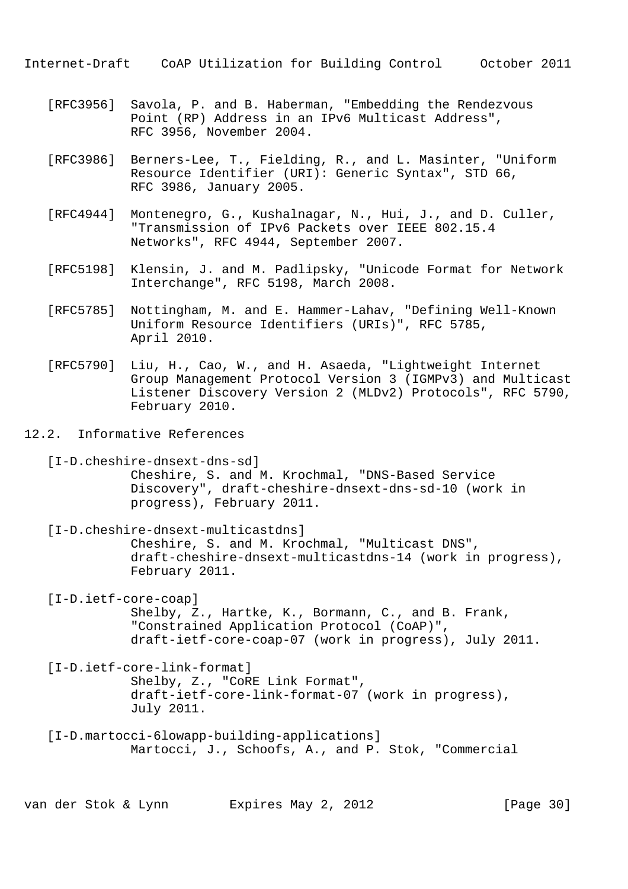[RFC3956] Savola, P. and B. Haberman, "Embedding the Rendezvous Point (RP) Address in an IPv6 Multicast Address", RFC 3956, November 2004.

[RFC3986] Berners-Lee, T., Fielding, R., and L. Masinter, "Uniform Resource Identifier (URI): Generic Syntax", STD 66, RFC 3986, January 2005.

[RFC4944] Montenegro, G., Kushalnagar, N., Hui, J., and D. Culler, "Transmission of IPv6 Packets over IEEE 802.15.4 Networks", RFC 4944, September 2007.

[RFC5198] Klensin, J. and M. Padlipsky, "Unicode Format for Network Interchange", RFC 5198, March 2008.

[RFC5785] Nottingham, M. and E. Hammer-Lahav, "Defining Well-Known Uniform Resource Identifiers (URIs)", RFC 5785, April 2010.

[RFC5790] Liu, H., Cao, W., and H. Asaeda, "Lightweight Internet Group Management Protocol Version 3 (IGMPv3) and Multicast Listener Discovery Version 2 (MLDv2) Protocols", RFC 5790, February 2010.

## 12.2. Informative References

[I-D.cheshire-dnsext-dns-sd]
Cheshire, S. and M. Krochmal, "DNS-Based Service Discovery", draft-cheshire-dnsext-dns-sd-10 (work in progress), February 2011.

[I-D.cheshire-dnsext-multicastdns]
Cheshire, S. and M. Krochmal, "Multicast DNS", draft-cheshire-dnsext-multicastdns-14 (work in progress), February 2011.

[I-D.ietf-core-coap]
Shelby, Z., Hartke, K., Bormann, C., and B. Frank, "Constrained Application Protocol (CoAP)", draft-ietf-core-coap-07 (work in progress), July 2011.

[I-D.ietf-core-link-format]
Shelby, Z., "CoRE Link Format", draft-ietf-core-link-format-07 (work in progress), July 2011.

[I-D.martocci-6lowapp-building-applications]
Martocci, J., Schoofs, A., and P. Stok, "Commercial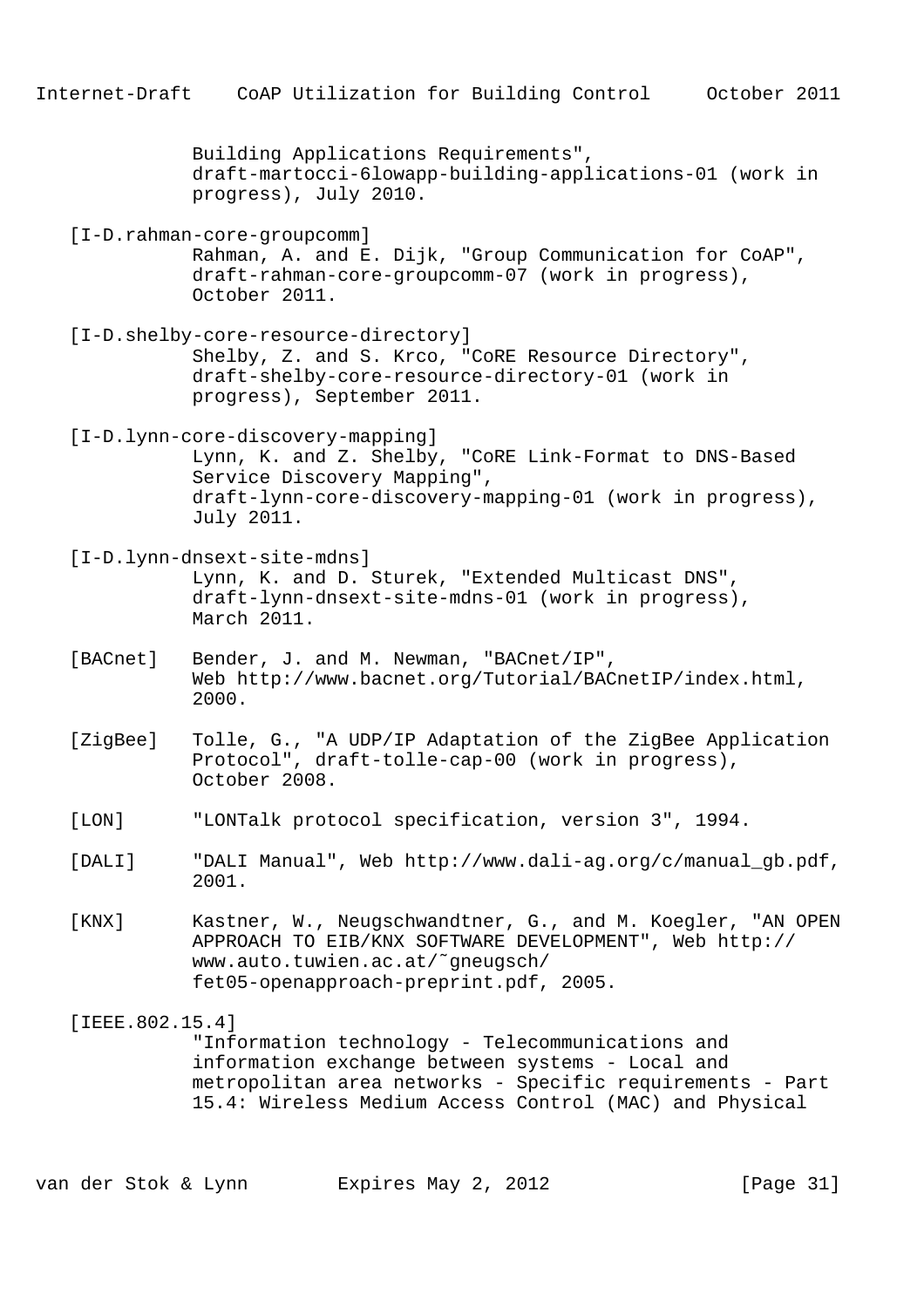Building Applications Requirements", draft-martocci-6lowapp-building-applications-01 (work in progress), July 2010.

[I-D.rahman-core-groupcomm]
Rahman, A. and E. Dijk, "Group Communication for CoAP", draft-rahman-core-groupcomm-07 (work in progress), October 2011.

[I-D.shelby-core-resource-directory]
Shelby, Z. and S. Krco, "CoRE Resource Directory", draft-shelby-core-resource-directory-01 (work in progress), September 2011.

[I-D.lynn-core-discovery-mapping]
Lynn, K. and Z. Shelby, "CoRE Link-Format to DNS-Based Service Discovery Mapping", draft-lynn-core-discovery-mapping-01 (work in progress), July 2011.

[I-D.lynn-dnsext-site-mdns]
Lynn, K. and D. Sturek, "Extended Multicast DNS", draft-lynn-dnsext-site-mdns-01 (work in progress), March 2011.

[BACnet] Bender, J. and M. Newman, "BACnet/IP", Web http://www.bacnet.org/Tutorial/BACnetIP/index.html, 2000.

[ZigBee] Tolle, G., "A UDP/IP Adaptation of the ZigBee Application Protocol", draft-tolle-cap-00 (work in progress), October 2008.

[LON] "LONTalk protocol specification, version 3", 1994.

[DALI] "DALI Manual", Web http://www.dali-ag.org/c/manual_gb.pdf, 2001.

[KNX] Kastner, W., Neugschwandtner, G., and M. Koegler, "AN OPEN APPROACH TO EIB/KNX SOFTWARE DEVELOPMENT", Web http://www.auto.tuwien.ac.at/~gneugsch/fet05-openapproach-preprint.pdf, 2005.

[IEEE.802.15.4]
"Information technology - Telecommunications and information exchange between systems - Local and metropolitan area networks - Specific requirements - Part 15.4: Wireless Medium Access Control (MAC) and Physical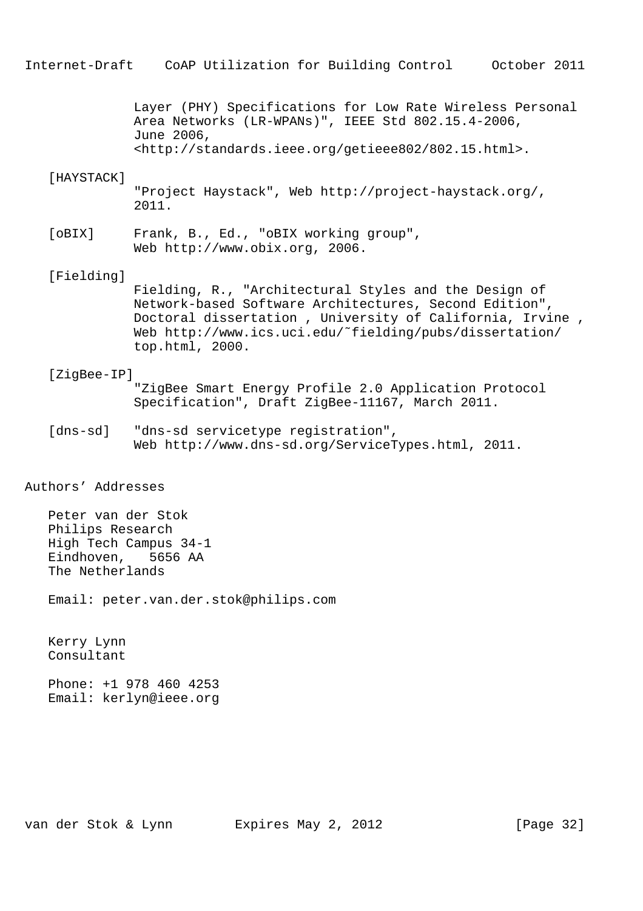Layer (PHY) Specifications for Low Rate Wireless Personal Area Networks (LR-WPANs)", IEEE Std 802.15.4-2006, June 2006, <http://standards.ieee.org/getieee802/802.15.html>.

[HAYSTACK]
"Project Haystack", Web http://project-haystack.org/, 2011.

[oBIX]
Frank, B., Ed., "oBIX working group", Web http://www.obix.org, 2006.

[Fielding]
Fielding, R., "Architectural Styles and the Design of Network-based Software Architectures, Second Edition", Doctoral dissertation , University of California, Irvine , Web http://www.ics.uci.edu/~fielding/pubs/dissertation/top.html, 2000.

[ZigBee-IP]
"ZigBee Smart Energy Profile 2.0 Application Protocol Specification", Draft ZigBee-11167, March 2011.

[dns-sd]
"dns-sd servicetype registration", Web http://www.dns-sd.org/ServiceTypes.html, 2011.

# Authors' Addresses

Peter van der Stok
Philips Research
High Tech Campus 34-1
Eindhoven, 5656 AA
The Netherlands

Email: peter.van.der.stok@philips.com

Kerry Lynn
Consultant

Phone: +1 978 460 4253
Email: kerlyn@ieee.org